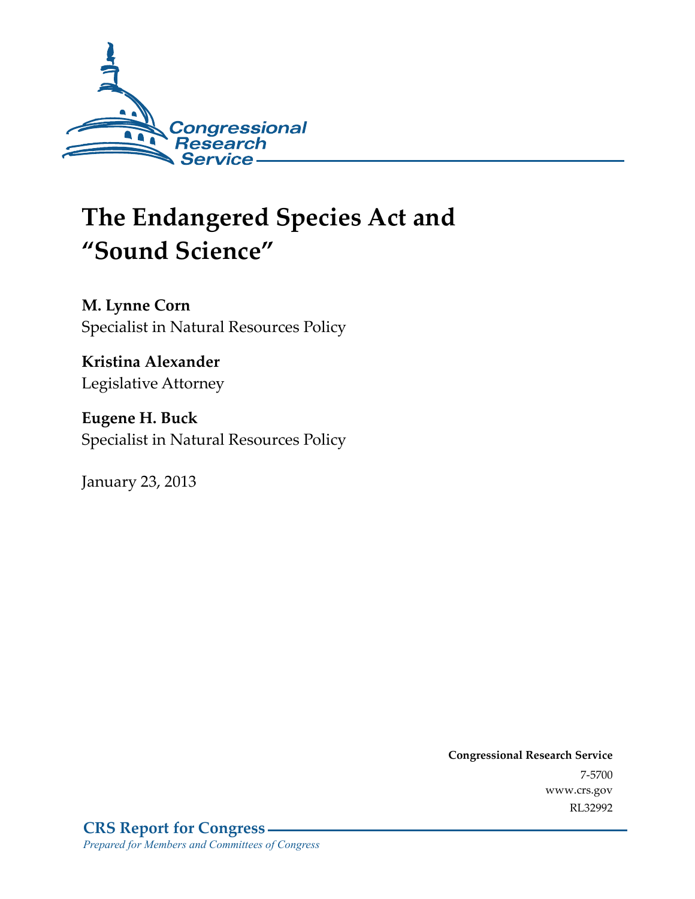Congressional Research Service

# The Endangered Species Act and "Sound Science"

**M. Lynne Corn**
Specialist in Natural Resources Policy

**Kristina Alexander**
Legislative Attorney

**Eugene H. Buck**
Specialist in Natural Resources Policy

January 23, 2013

**Congressional Research Service**
7-5700
www.crs.gov
RL32992

**CRS Report for Congress**
*Prepared for Members and Committees of Congress*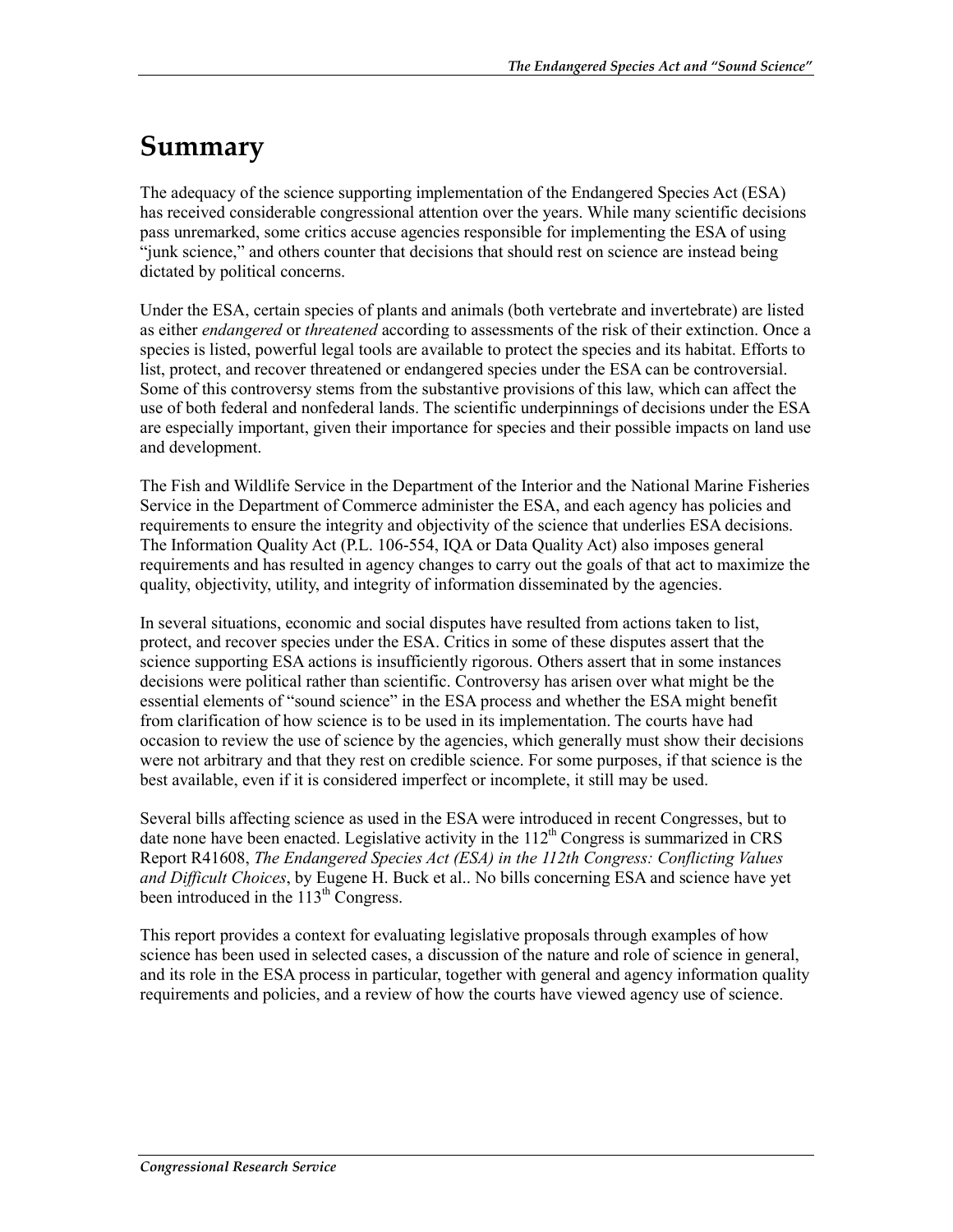# Summary

The adequacy of the science supporting implementation of the Endangered Species Act (ESA) has received considerable congressional attention over the years. While many scientific decisions pass unremarked, some critics accuse agencies responsible for implementing the ESA of using "junk science," and others counter that decisions that should rest on science are instead being dictated by political concerns.

Under the ESA, certain species of plants and animals (both vertebrate and invertebrate) are listed as either *endangered* or *threatened* according to assessments of the risk of their extinction. Once a species is listed, powerful legal tools are available to protect the species and its habitat. Efforts to list, protect, and recover threatened or endangered species under the ESA can be controversial. Some of this controversy stems from the substantive provisions of this law, which can affect the use of both federal and nonfederal lands. The scientific underpinnings of decisions under the ESA are especially important, given their importance for species and their possible impacts on land use and development.

The Fish and Wildlife Service in the Department of the Interior and the National Marine Fisheries Service in the Department of Commerce administer the ESA, and each agency has policies and requirements to ensure the integrity and objectivity of the science that underlies ESA decisions. The Information Quality Act (P.L. 106-554, IQA or Data Quality Act) also imposes general requirements and has resulted in agency changes to carry out the goals of that act to maximize the quality, objectivity, utility, and integrity of information disseminated by the agencies.

In several situations, economic and social disputes have resulted from actions taken to list, protect, and recover species under the ESA. Critics in some of these disputes assert that the science supporting ESA actions is insufficiently rigorous. Others assert that in some instances decisions were political rather than scientific. Controversy has arisen over what might be the essential elements of "sound science" in the ESA process and whether the ESA might benefit from clarification of how science is to be used in its implementation. The courts have had occasion to review the use of science by the agencies, which generally must show their decisions were not arbitrary and that they rest on credible science. For some purposes, if that science is the best available, even if it is considered imperfect or incomplete, it still may be used.

Several bills affecting science as used in the ESA were introduced in recent Congresses, but to date none have been enacted. Legislative activity in the 112th Congress is summarized in CRS Report R41608, *The Endangered Species Act (ESA) in the 112th Congress: Conflicting Values and Difficult Choices*, by Eugene H. Buck et al.. No bills concerning ESA and science have yet been introduced in the 113th Congress.

This report provides a context for evaluating legislative proposals through examples of how science has been used in selected cases, a discussion of the nature and role of science in general, and its role in the ESA process in particular, together with general and agency information quality requirements and policies, and a review of how the courts have viewed agency use of science.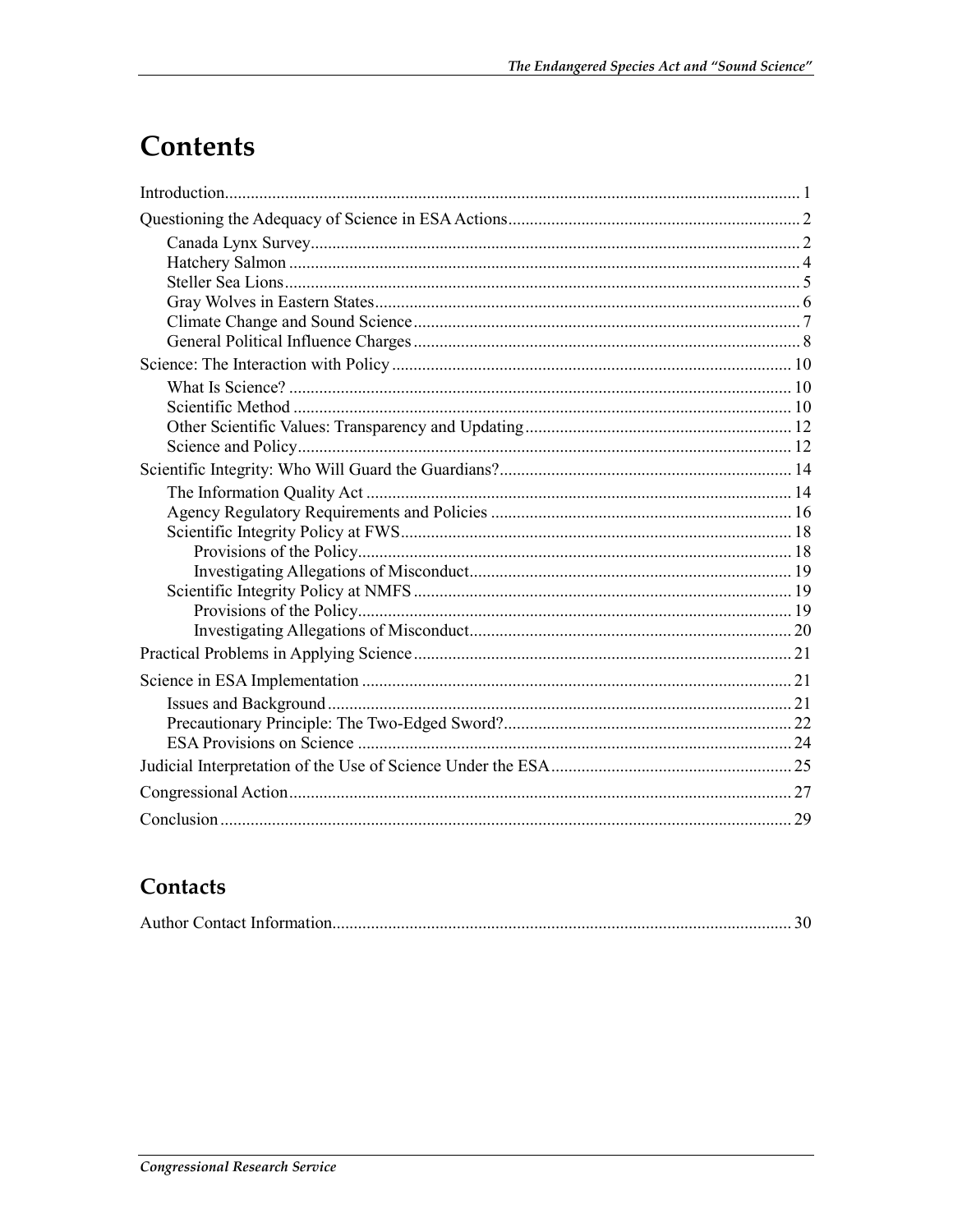# Contents

Introduction..................................................................................................................................... 1

Questioning the Adequacy of Science in ESA Actions................................................................... 2

- Canada Lynx Survey................................................................................................................ 2
- Hatchery Salmon ..................................................................................................................... 4
- Steller Sea Lions....................................................................................................................... 5
- Gray Wolves in Eastern States.................................................................................................. 6
- Climate Change and Sound Science......................................................................................... 7
- General Political Influence Charges......................................................................................... 8

Science: The Interaction with Policy ............................................................................................ 10

- What Is Science? .................................................................................................................... 10
- Scientific Method ................................................................................................................... 10
- Other Scientific Values: Transparency and Updating............................................................. 12
- Science and Policy.................................................................................................................. 12

Scientific Integrity: Who Will Guard the Guardians?................................................................... 14

- The Information Quality Act .................................................................................................. 14
- Agency Regulatory Requirements and Policies ...................................................................... 16
- Scientific Integrity Policy at FWS........................................................................................... 18
    - Provisions of the Policy.................................................................................................... 18
    - Investigating Allegations of Misconduct........................................................................... 19
- Scientific Integrity Policy at NMFS ....................................................................................... 19
    - Provisions of the Policy.................................................................................................... 19
    - Investigating Allegations of Misconduct........................................................................... 20

Practical Problems in Applying Science....................................................................................... 21

Science in ESA Implementation ................................................................................................... 21

- Issues and Background........................................................................................................... 21
- Precautionary Principle: The Two-Edged Sword?.................................................................. 22
- ESA Provisions on Science .................................................................................................... 24

Judicial Interpretation of the Use of Science Under the ESA........................................................ 25

Congressional Action.................................................................................................................... 27

Conclusion.................................................................................................................................... 29

## Contacts

Author Contact Information.......................................................................................................... 30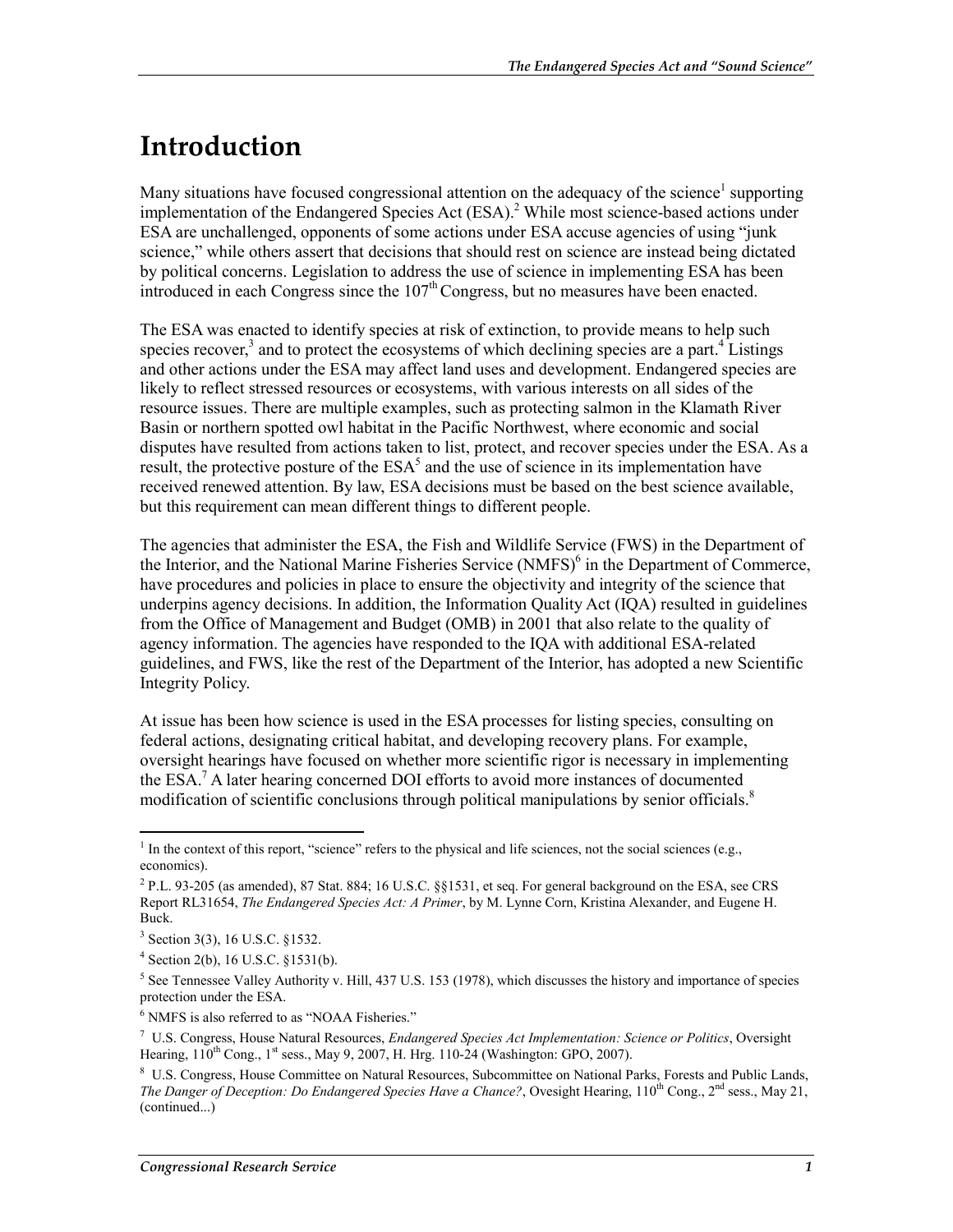# Introduction

Many situations have focused congressional attention on the adequacy of the science[1] supporting implementation of the Endangered Species Act (ESA).[2] While most science-based actions under ESA are unchallenged, opponents of some actions under ESA accuse agencies of using "junk science," while others assert that decisions that should rest on science are instead being dictated by political concerns. Legislation to address the use of science in implementing ESA has been introduced in each Congress since the 107th Congress, but no measures have been enacted.

The ESA was enacted to identify species at risk of extinction, to provide means to help such species recover,[3] and to protect the ecosystems of which declining species are a part.[4] Listings and other actions under the ESA may affect land uses and development. Endangered species are likely to reflect stressed resources or ecosystems, with various interests on all sides of the resource issues. There are multiple examples, such as protecting salmon in the Klamath River Basin or northern spotted owl habitat in the Pacific Northwest, where economic and social disputes have resulted from actions taken to list, protect, and recover species under the ESA. As a result, the protective posture of the ESA[5] and the use of science in its implementation have received renewed attention. By law, ESA decisions must be based on the best science available, but this requirement can mean different things to different people.

The agencies that administer the ESA, the Fish and Wildlife Service (FWS) in the Department of the Interior, and the National Marine Fisheries Service (NMFS)[6] in the Department of Commerce, have procedures and policies in place to ensure the objectivity and integrity of the science that underpins agency decisions. In addition, the Information Quality Act (IQA) resulted in guidelines from the Office of Management and Budget (OMB) in 2001 that also relate to the quality of agency information. The agencies have responded to the IQA with additional ESA-related guidelines, and FWS, like the rest of the Department of the Interior, has adopted a new Scientific Integrity Policy.

At issue has been how science is used in the ESA processes for listing species, consulting on federal actions, designating critical habitat, and developing recovery plans. For example, oversight hearings have focused on whether more scientific rigor is necessary in implementing the ESA.[7] A later hearing concerned DOI efforts to avoid more instances of documented modification of scientific conclusions through political manipulations by senior officials.[8]

---

[1] In the context of this report, "science" refers to the physical and life sciences, not the social sciences (e.g., economics).

[2] P.L. 93-205 (as amended), 87 Stat. 884; 16 U.S.C. §§1531, et seq. For general background on the ESA, see CRS Report RL31654, *The Endangered Species Act: A Primer*, by M. Lynne Corn, Kristina Alexander, and Eugene H. Buck.

[3] Section 3(3), 16 U.S.C. §1532.

[4] Section 2(b), 16 U.S.C. §1531(b).

[5] See Tennessee Valley Authority v. Hill, 437 U.S. 153 (1978), which discusses the history and importance of species protection under the ESA.

[6] NMFS is also referred to as "NOAA Fisheries."

[7] U.S. Congress, House Natural Resources, *Endangered Species Act Implementation: Science or Politics*, Oversight Hearing, 110th Cong., 1st sess., May 9, 2007, H. Hrg. 110-24 (Washington: GPO, 2007).

[8] U.S. Congress, House Committee on Natural Resources, Subcommittee on National Parks, Forests and Public Lands, *The Danger of Deception: Do Endangered Species Have a Chance?*, Ovesight Hearing, 110th Cong., 2nd sess., May 21, (continued...)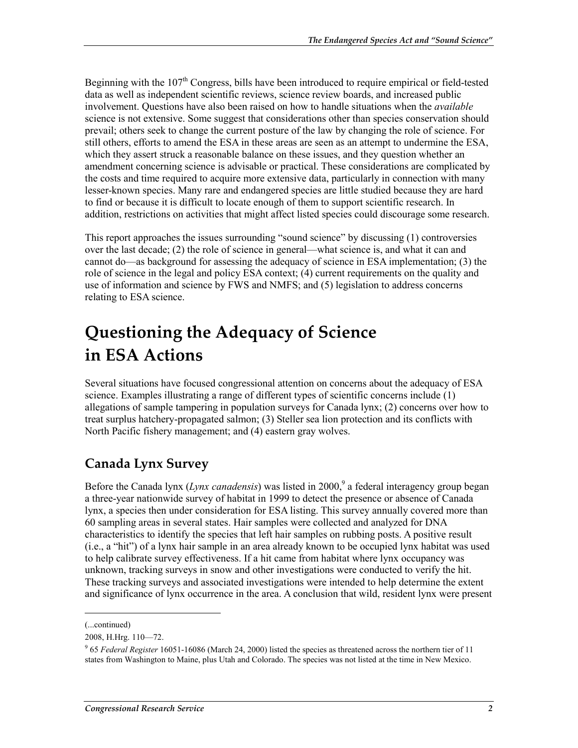Beginning with the 107th Congress, bills have been introduced to require empirical or field-tested data as well as independent scientific reviews, science review boards, and increased public involvement. Questions have also been raised on how to handle situations when the *available* science is not extensive. Some suggest that considerations other than species conservation should prevail; others seek to change the current posture of the law by changing the role of science. For still others, efforts to amend the ESA in these areas are seen as an attempt to undermine the ESA, which they assert struck a reasonable balance on these issues, and they question whether an amendment concerning science is advisable or practical. These considerations are complicated by the costs and time required to acquire more extensive data, particularly in connection with many lesser-known species. Many rare and endangered species are little studied because they are hard to find or because it is difficult to locate enough of them to support scientific research. In addition, restrictions on activities that might affect listed species could discourage some research.

This report approaches the issues surrounding "sound science" by discussing (1) controversies over the last decade; (2) the role of science in general—what science is, and what it can and cannot do—as background for assessing the adequacy of science in ESA implementation; (3) the role of science in the legal and policy ESA context; (4) current requirements on the quality and use of information and science by FWS and NMFS; and (5) legislation to address concerns relating to ESA science.

# Questioning the Adequacy of Science in ESA Actions

Several situations have focused congressional attention on concerns about the adequacy of ESA science. Examples illustrating a range of different types of scientific concerns include (1) allegations of sample tampering in population surveys for Canada lynx; (2) concerns over how to treat surplus hatchery-propagated salmon; (3) Steller sea lion protection and its conflicts with North Pacific fishery management; and (4) eastern gray wolves.

## Canada Lynx Survey

Before the Canada lynx (*Lynx canadensis*) was listed in 2000,[9] a federal interagency group began a three-year nationwide survey of habitat in 1999 to detect the presence or absence of Canada lynx, a species then under consideration for ESA listing. This survey annually covered more than 60 sampling areas in several states. Hair samples were collected and analyzed for DNA characteristics to identify the species that left hair samples on rubbing posts. A positive result (i.e., a "hit") of a lynx hair sample in an area already known to be occupied lynx habitat was used to help calibrate survey effectiveness. If a hit came from habitat where lynx occupancy was unknown, tracking surveys in snow and other investigations were conducted to verify the hit. These tracking surveys and associated investigations were intended to help determine the extent and significance of lynx occurrence in the area. A conclusion that wild, resident lynx were present

(...continued)

2008, H.Hrg. 110—72.

[9] 65 *Federal Register* 16051-16086 (March 24, 2000) listed the species as threatened across the northern tier of 11 states from Washington to Maine, plus Utah and Colorado. The species was not listed at the time in New Mexico.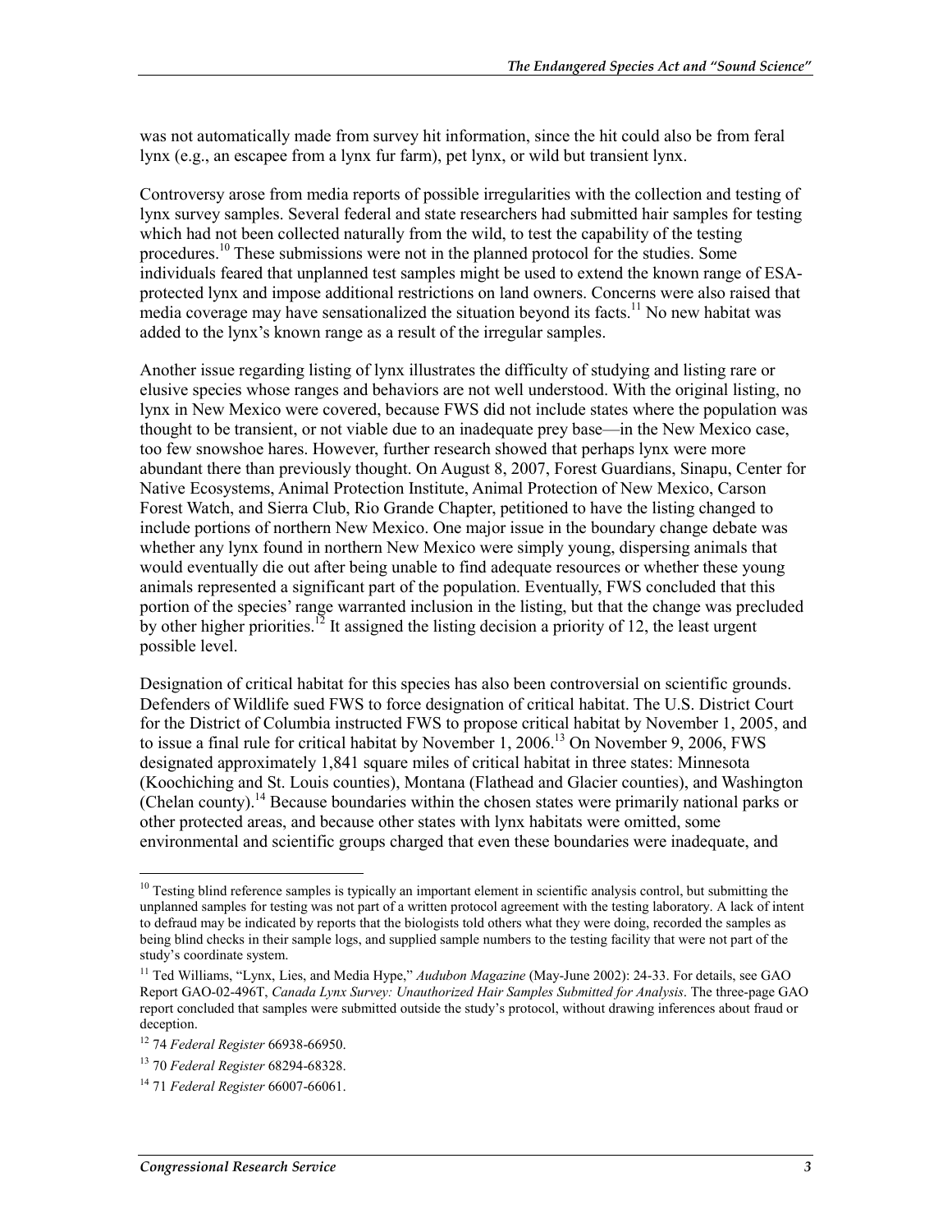was not automatically made from survey hit information, since the hit could also be from feral lynx (e.g., an escapee from a lynx fur farm), pet lynx, or wild but transient lynx.

Controversy arose from media reports of possible irregularities with the collection and testing of lynx survey samples. Several federal and state researchers had submitted hair samples for testing which had not been collected naturally from the wild, to test the capability of the testing procedures.[10] These submissions were not in the planned protocol for the studies. Some individuals feared that unplanned test samples might be used to extend the known range of ESA-protected lynx and impose additional restrictions on land owners. Concerns were also raised that media coverage may have sensationalized the situation beyond its facts.[11] No new habitat was added to the lynx's known range as a result of the irregular samples.

Another issue regarding listing of lynx illustrates the difficulty of studying and listing rare or elusive species whose ranges and behaviors are not well understood. With the original listing, no lynx in New Mexico were covered, because FWS did not include states where the population was thought to be transient, or not viable due to an inadequate prey base—in the New Mexico case, too few snowshoe hares. However, further research showed that perhaps lynx were more abundant there than previously thought. On August 8, 2007, Forest Guardians, Sinapu, Center for Native Ecosystems, Animal Protection Institute, Animal Protection of New Mexico, Carson Forest Watch, and Sierra Club, Rio Grande Chapter, petitioned to have the listing changed to include portions of northern New Mexico. One major issue in the boundary change debate was whether any lynx found in northern New Mexico were simply young, dispersing animals that would eventually die out after being unable to find adequate resources or whether these young animals represented a significant part of the population. Eventually, FWS concluded that this portion of the species' range warranted inclusion in the listing, but that the change was precluded by other higher priorities.[12] It assigned the listing decision a priority of 12, the least urgent possible level.

Designation of critical habitat for this species has also been controversial on scientific grounds. Defenders of Wildlife sued FWS to force designation of critical habitat. The U.S. District Court for the District of Columbia instructed FWS to propose critical habitat by November 1, 2005, and to issue a final rule for critical habitat by November 1, 2006.[13] On November 9, 2006, FWS designated approximately 1,841 square miles of critical habitat in three states: Minnesota (Koochiching and St. Louis counties), Montana (Flathead and Glacier counties), and Washington (Chelan county).[14] Because boundaries within the chosen states were primarily national parks or other protected areas, and because other states with lynx habitats were omitted, some environmental and scientific groups charged that even these boundaries were inadequate, and

---

[10] Testing blind reference samples is typically an important element in scientific analysis control, but submitting the unplanned samples for testing was not part of a written protocol agreement with the testing laboratory. A lack of intent to defraud may be indicated by reports that the biologists told others what they were doing, recorded the samples as being blind checks in their sample logs, and supplied sample numbers to the testing facility that were not part of the study's coordinate system.

[11] Ted Williams, "Lynx, Lies, and Media Hype," *Audubon Magazine* (May-June 2002): 24-33. For details, see GAO Report GAO-02-496T, *Canada Lynx Survey: Unauthorized Hair Samples Submitted for Analysis*. The three-page GAO report concluded that samples were submitted outside the study's protocol, without drawing inferences about fraud or deception.

[12] 74 *Federal Register* 66938-66950.

[13] 70 *Federal Register* 68294-68328.

[14] 71 *Federal Register* 66007-66061.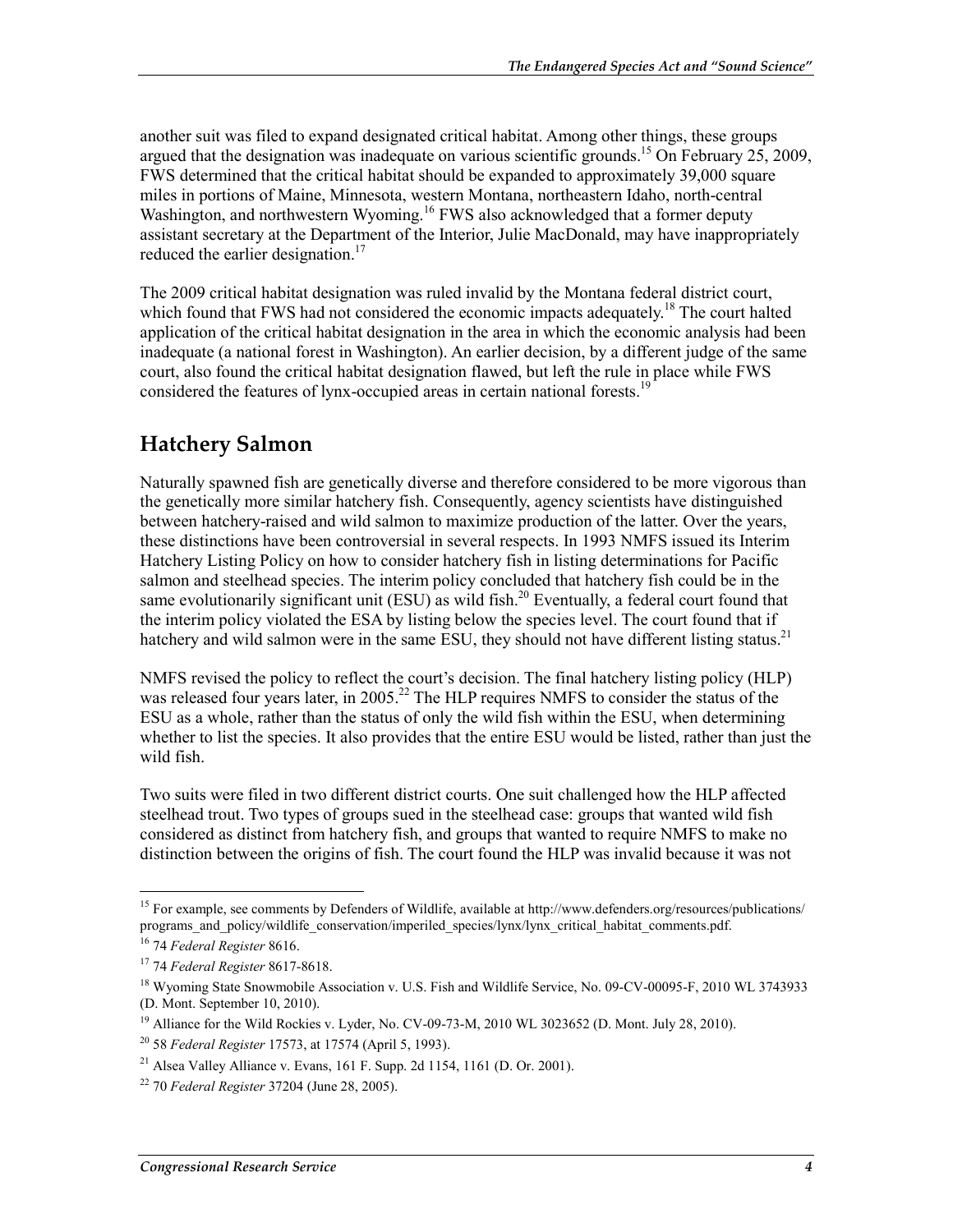another suit was filed to expand designated critical habitat. Among other things, these groups argued that the designation was inadequate on various scientific grounds.[15] On February 25, 2009, FWS determined that the critical habitat should be expanded to approximately 39,000 square miles in portions of Maine, Minnesota, western Montana, northeastern Idaho, north-central Washington, and northwestern Wyoming.[16] FWS also acknowledged that a former deputy assistant secretary at the Department of the Interior, Julie MacDonald, may have inappropriately reduced the earlier designation.[17]

The 2009 critical habitat designation was ruled invalid by the Montana federal district court, which found that FWS had not considered the economic impacts adequately.[18] The court halted application of the critical habitat designation in the area in which the economic analysis had been inadequate (a national forest in Washington). An earlier decision, by a different judge of the same court, also found the critical habitat designation flawed, but left the rule in place while FWS considered the features of lynx-occupied areas in certain national forests.[19]

## Hatchery Salmon

Naturally spawned fish are genetically diverse and therefore considered to be more vigorous than the genetically more similar hatchery fish. Consequently, agency scientists have distinguished between hatchery-raised and wild salmon to maximize production of the latter. Over the years, these distinctions have been controversial in several respects. In 1993 NMFS issued its Interim Hatchery Listing Policy on how to consider hatchery fish in listing determinations for Pacific salmon and steelhead species. The interim policy concluded that hatchery fish could be in the same evolutionarily significant unit (ESU) as wild fish.[20] Eventually, a federal court found that the interim policy violated the ESA by listing below the species level. The court found that if hatchery and wild salmon were in the same ESU, they should not have different listing status.[21]

NMFS revised the policy to reflect the court's decision. The final hatchery listing policy (HLP) was released four years later, in 2005.[22] The HLP requires NMFS to consider the status of the ESU as a whole, rather than the status of only the wild fish within the ESU, when determining whether to list the species. It also provides that the entire ESU would be listed, rather than just the wild fish.

Two suits were filed in two different district courts. One suit challenged how the HLP affected steelhead trout. Two types of groups sued in the steelhead case: groups that wanted wild fish considered as distinct from hatchery fish, and groups that wanted to require NMFS to make no distinction between the origins of fish. The court found the HLP was invalid because it was not

---

[15] For example, see comments by Defenders of Wildlife, available at http://www.defenders.org/resources/publications/programs_and_policy/wildlife_conservation/imperiled_species/lynx/lynx_critical_habitat_comments.pdf.

[16] 74 *Federal Register* 8616.

[17] 74 *Federal Register* 8617-8618.

[18] Wyoming State Snowmobile Association v. U.S. Fish and Wildlife Service, No. 09-CV-00095-F, 2010 WL 3743933 (D. Mont. September 10, 2010).

[19] Alliance for the Wild Rockies v. Lyder, No. CV-09-73-M, 2010 WL 3023652 (D. Mont. July 28, 2010).

[20] 58 *Federal Register* 17573, at 17574 (April 5, 1993).

[21] Alsea Valley Alliance v. Evans, 161 F. Supp. 2d 1154, 1161 (D. Or. 2001).

[22] 70 *Federal Register* 37204 (June 28, 2005).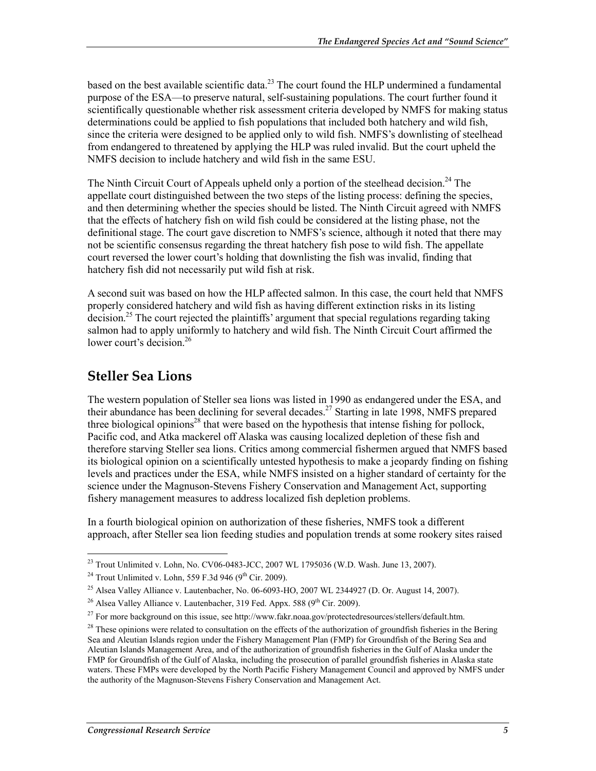based on the best available scientific data.[23] The court found the HLP undermined a fundamental purpose of the ESA—to preserve natural, self-sustaining populations. The court further found it scientifically questionable whether risk assessment criteria developed by NMFS for making status determinations could be applied to fish populations that included both hatchery and wild fish, since the criteria were designed to be applied only to wild fish. NMFS's downlisting of steelhead from endangered to threatened by applying the HLP was ruled invalid. But the court upheld the NMFS decision to include hatchery and wild fish in the same ESU.

The Ninth Circuit Court of Appeals upheld only a portion of the steelhead decision.[24] The appellate court distinguished between the two steps of the listing process: defining the species, and then determining whether the species should be listed. The Ninth Circuit agreed with NMFS that the effects of hatchery fish on wild fish could be considered at the listing phase, not the definitional stage. The court gave discretion to NMFS's science, although it noted that there may not be scientific consensus regarding the threat hatchery fish pose to wild fish. The appellate court reversed the lower court's holding that downlisting the fish was invalid, finding that hatchery fish did not necessarily put wild fish at risk.

A second suit was based on how the HLP affected salmon. In this case, the court held that NMFS properly considered hatchery and wild fish as having different extinction risks in its listing decision.[25] The court rejected the plaintiffs' argument that special regulations regarding taking salmon had to apply uniformly to hatchery and wild fish. The Ninth Circuit Court affirmed the lower court's decision.[26]

## Steller Sea Lions

The western population of Steller sea lions was listed in 1990 as endangered under the ESA, and their abundance has been declining for several decades.[27] Starting in late 1998, NMFS prepared three biological opinions[28] that were based on the hypothesis that intense fishing for pollock, Pacific cod, and Atka mackerel off Alaska was causing localized depletion of these fish and therefore starving Steller sea lions. Critics among commercial fishermen argued that NMFS based its biological opinion on a scientifically untested hypothesis to make a jeopardy finding on fishing levels and practices under the ESA, while NMFS insisted on a higher standard of certainty for the science under the Magnuson-Stevens Fishery Conservation and Management Act, supporting fishery management measures to address localized fish depletion problems.

In a fourth biological opinion on authorization of these fisheries, NMFS took a different approach, after Steller sea lion feeding studies and population trends at some rookery sites raised

---

[23] Trout Unlimited v. Lohn, No. CV06-0483-JCC, 2007 WL 1795036 (W.D. Wash. June 13, 2007).

[24] Trout Unlimited v. Lohn, 559 F.3d 946 (9th Cir. 2009).

[25] Alsea Valley Alliance v. Lautenbacher, No. 06-6093-HO, 2007 WL 2344927 (D. Or. August 14, 2007).

[26] Alsea Valley Alliance v. Lautenbacher, 319 Fed. Appx. 588 (9th Cir. 2009).

[27] For more background on this issue, see http://www.fakr.noaa.gov/protectedresources/stellers/default.htm.

[28] These opinions were related to consultation on the effects of the authorization of groundfish fisheries in the Bering Sea and Aleutian Islands region under the Fishery Management Plan (FMP) for Groundfish of the Bering Sea and Aleutian Islands Management Area, and of the authorization of groundfish fisheries in the Gulf of Alaska under the FMP for Groundfish of the Gulf of Alaska, including the prosecution of parallel groundfish fisheries in Alaska state waters. These FMPs were developed by the North Pacific Fishery Management Council and approved by NMFS under the authority of the Magnuson-Stevens Fishery Conservation and Management Act.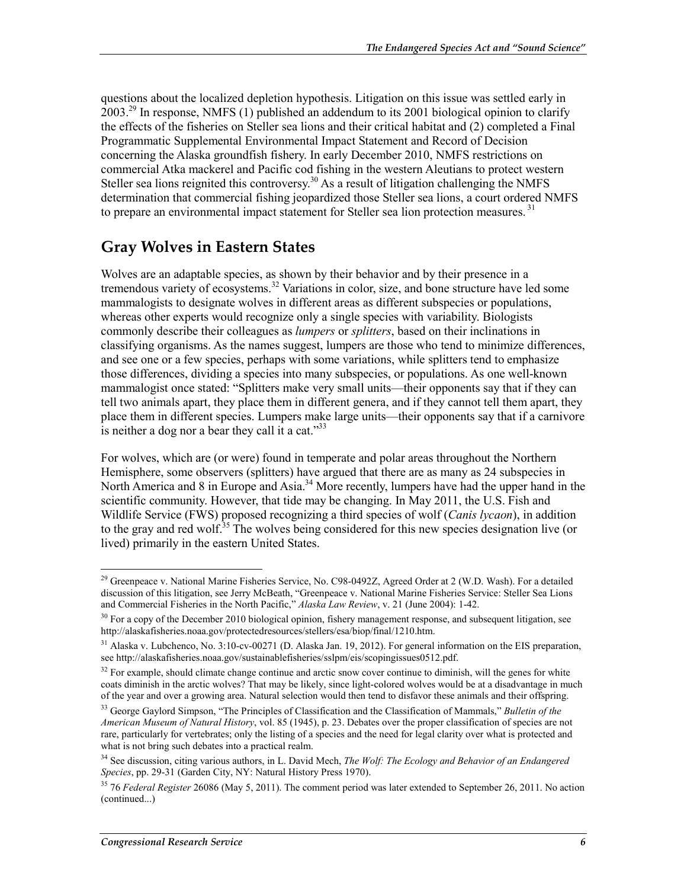questions about the localized depletion hypothesis. Litigation on this issue was settled early in 2003.[29] In response, NMFS (1) published an addendum to its 2001 biological opinion to clarify the effects of the fisheries on Steller sea lions and their critical habitat and (2) completed a Final Programmatic Supplemental Environmental Impact Statement and Record of Decision concerning the Alaska groundfish fishery. In early December 2010, NMFS restrictions on commercial Atka mackerel and Pacific cod fishing in the western Aleutians to protect western Steller sea lions reignited this controversy.[30] As a result of litigation challenging the NMFS determination that commercial fishing jeopardized those Steller sea lions, a court ordered NMFS to prepare an environmental impact statement for Steller sea lion protection measures.[31]

## Gray Wolves in Eastern States

Wolves are an adaptable species, as shown by their behavior and by their presence in a tremendous variety of ecosystems.[32] Variations in color, size, and bone structure have led some mammalogists to designate wolves in different areas as different subspecies or populations, whereas other experts would recognize only a single species with variability. Biologists commonly describe their colleagues as *lumpers* or *splitters*, based on their inclinations in classifying organisms. As the names suggest, lumpers are those who tend to minimize differences, and see one or a few species, perhaps with some variations, while splitters tend to emphasize those differences, dividing a species into many subspecies, or populations. As one well-known mammalogist once stated: "Splitters make very small units—their opponents say that if they can tell two animals apart, they place them in different genera, and if they cannot tell them apart, they place them in different species. Lumpers make large units—their opponents say that if a carnivore is neither a dog nor a bear they call it a cat."[33]

For wolves, which are (or were) found in temperate and polar areas throughout the Northern Hemisphere, some observers (splitters) have argued that there are as many as 24 subspecies in North America and 8 in Europe and Asia.[34] More recently, lumpers have had the upper hand in the scientific community. However, that tide may be changing. In May 2011, the U.S. Fish and Wildlife Service (FWS) proposed recognizing a third species of wolf (*Canis lycaon*), in addition to the gray and red wolf.[35] The wolves being considered for this new species designation live (or lived) primarily in the eastern United States.

---

[29] Greenpeace v. National Marine Fisheries Service, No. C98-0492Z, Agreed Order at 2 (W.D. Wash). For a detailed discussion of this litigation, see Jerry McBeath, "Greenpeace v. National Marine Fisheries Service: Steller Sea Lions and Commercial Fisheries in the North Pacific," *Alaska Law Review*, v. 21 (June 2004): 1-42.

[30] For a copy of the December 2010 biological opinion, fishery management response, and subsequent litigation, see http://alaskafisheries.noaa.gov/protectedresources/stellers/esa/biop/final/1210.htm.

[31] Alaska v. Lubchenco, No. 3:10-cv-00271 (D. Alaska Jan. 19, 2012). For general information on the EIS preparation, see http://alaskafisheries.noaa.gov/sustainablefisheries/sslpm/eis/scopingissues0512.pdf.

[32] For example, should climate change continue and arctic snow cover continue to diminish, will the genes for white coats diminish in the arctic wolves? That may be likely, since light-colored wolves would be at a disadvantage in much of the year and over a growing area. Natural selection would then tend to disfavor these animals and their offspring.

[33] George Gaylord Simpson, "The Principles of Classification and the Classification of Mammals," *Bulletin of the American Museum of Natural History*, vol. 85 (1945), p. 23. Debates over the proper classification of species are not rare, particularly for vertebrates; only the listing of a species and the need for legal clarity over what is protected and what is not bring such debates into a practical realm.

[34] See discussion, citing various authors, in L. David Mech, *The Wolf: The Ecology and Behavior of an Endangered Species*, pp. 29-31 (Garden City, NY: Natural History Press 1970).

[35] 76 *Federal Register* 26086 (May 5, 2011). The comment period was later extended to September 26, 2011. No action (continued...)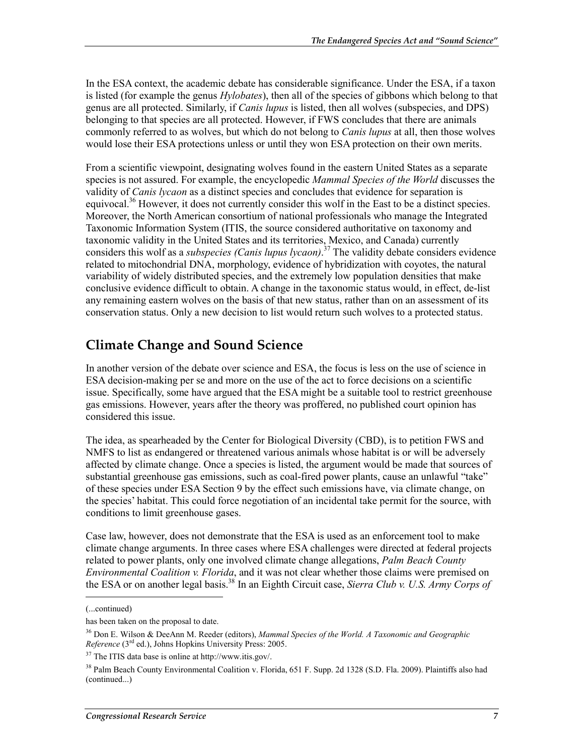In the ESA context, the academic debate has considerable significance. Under the ESA, if a taxon is listed (for example the genus *Hylobates*), then all of the species of gibbons which belong to that genus are all protected. Similarly, if *Canis lupus* is listed, then all wolves (subspecies, and DPS) belonging to that species are all protected. However, if FWS concludes that there are animals commonly referred to as wolves, but which do not belong to *Canis lupus* at all, then those wolves would lose their ESA protections unless or until they won ESA protection on their own merits.

From a scientific viewpoint, designating wolves found in the eastern United States as a separate species is not assured. For example, the encyclopedic *Mammal Species of the World* discusses the validity of *Canis lycaon* as a distinct species and concludes that evidence for separation is equivocal.[36] However, it does not currently consider this wolf in the East to be a distinct species. Moreover, the North American consortium of national professionals who manage the Integrated Taxonomic Information System (ITIS, the source considered authoritative on taxonomy and taxonomic validity in the United States and its territories, Mexico, and Canada) currently considers this wolf as a *subspecies (Canis lupus lycaon)*.[37] The validity debate considers evidence related to mitochondrial DNA, morphology, evidence of hybridization with coyotes, the natural variability of widely distributed species, and the extremely low population densities that make conclusive evidence difficult to obtain. A change in the taxonomic status would, in effect, de-list any remaining eastern wolves on the basis of that new status, rather than on an assessment of its conservation status. Only a new decision to list would return such wolves to a protected status.

## Climate Change and Sound Science

In another version of the debate over science and ESA, the focus is less on the use of science in ESA decision-making per se and more on the use of the act to force decisions on a scientific issue. Specifically, some have argued that the ESA might be a suitable tool to restrict greenhouse gas emissions. However, years after the theory was proffered, no published court opinion has considered this issue.

The idea, as spearheaded by the Center for Biological Diversity (CBD), is to petition FWS and NMFS to list as endangered or threatened various animals whose habitat is or will be adversely affected by climate change. Once a species is listed, the argument would be made that sources of substantial greenhouse gas emissions, such as coal-fired power plants, cause an unlawful "take" of these species under ESA Section 9 by the effect such emissions have, via climate change, on the species' habitat. This could force negotiation of an incidental take permit for the source, with conditions to limit greenhouse gases.

Case law, however, does not demonstrate that the ESA is used as an enforcement tool to make climate change arguments. In three cases where ESA challenges were directed at federal projects related to power plants, only one involved climate change allegations, *Palm Beach County Environmental Coalition v. Florida*, and it was not clear whether those claims were premised on the ESA or on another legal basis.[38] In an Eighth Circuit case, *Sierra Club v. U.S. Army Corps of*

---

(...continued)

has been taken on the proposal to date.

[36] Don E. Wilson & DeeAnn M. Reeder (editors), *Mammal Species of the World. A Taxonomic and Geographic Reference* (3rd ed.), Johns Hopkins University Press: 2005.

[37] The ITIS data base is online at http://www.itis.gov/.

[38] Palm Beach County Environmental Coalition v. Florida, 651 F. Supp. 2d 1328 (S.D. Fla. 2009). Plaintiffs also had (continued...)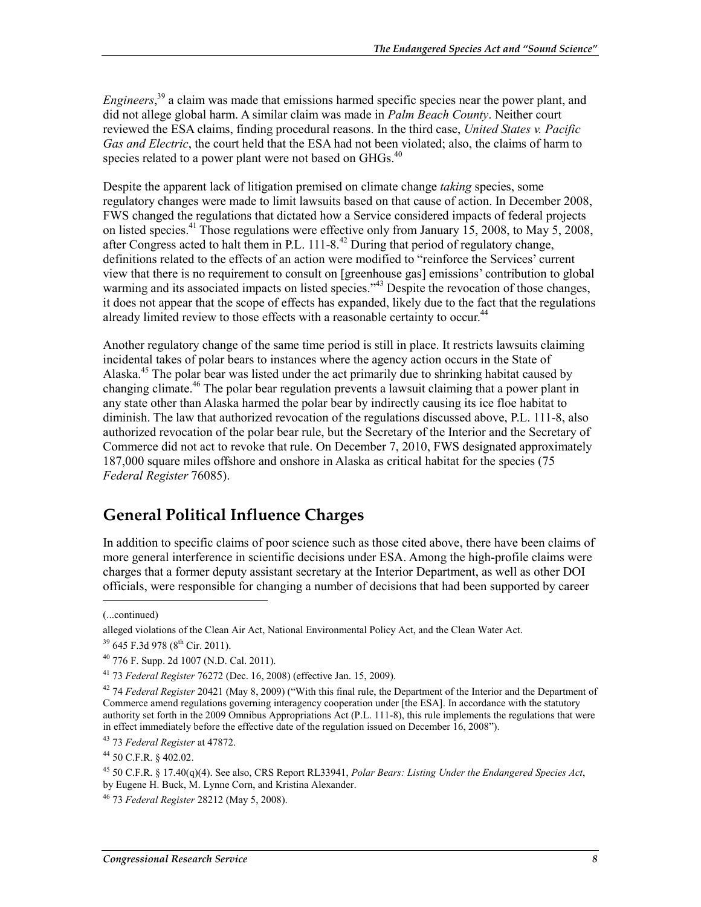*Engineers*,[39] a claim was made that emissions harmed specific species near the power plant, and did not allege global harm. A similar claim was made in *Palm Beach County*. Neither court reviewed the ESA claims, finding procedural reasons. In the third case, *United States v. Pacific Gas and Electric*, the court held that the ESA had not been violated; also, the claims of harm to species related to a power plant were not based on GHGs.[40]

Despite the apparent lack of litigation premised on climate change *taking* species, some regulatory changes were made to limit lawsuits based on that cause of action. In December 2008, FWS changed the regulations that dictated how a Service considered impacts of federal projects on listed species.[41] Those regulations were effective only from January 15, 2008, to May 5, 2008, after Congress acted to halt them in P.L. 111-8.[42] During that period of regulatory change, definitions related to the effects of an action were modified to "reinforce the Services' current view that there is no requirement to consult on [greenhouse gas] emissions' contribution to global warming and its associated impacts on listed species."[43] Despite the revocation of those changes, it does not appear that the scope of effects has expanded, likely due to the fact that the regulations already limited review to those effects with a reasonable certainty to occur.[44]

Another regulatory change of the same time period is still in place. It restricts lawsuits claiming incidental takes of polar bears to instances where the agency action occurs in the State of Alaska.[45] The polar bear was listed under the act primarily due to shrinking habitat caused by changing climate.[46] The polar bear regulation prevents a lawsuit claiming that a power plant in any state other than Alaska harmed the polar bear by indirectly causing its ice floe habitat to diminish. The law that authorized revocation of the regulations discussed above, P.L. 111-8, also authorized revocation of the polar bear rule, but the Secretary of the Interior and the Secretary of Commerce did not act to revoke that rule. On December 7, 2010, FWS designated approximately 187,000 square miles offshore and onshore in Alaska as critical habitat for the species (75 *Federal Register* 76085).

## General Political Influence Charges

In addition to specific claims of poor science such as those cited above, there have been claims of more general interference in scientific decisions under ESA. Among the high-profile claims were charges that a former deputy assistant secretary at the Interior Department, as well as other DOI officials, were responsible for changing a number of decisions that had been supported by career

(...continued)

alleged violations of the Clean Air Act, National Environmental Policy Act, and the Clean Water Act.

[39] 645 F.3d 978 (8th Cir. 2011).

[40] 776 F. Supp. 2d 1007 (N.D. Cal. 2011).

[41] 73 *Federal Register* 76272 (Dec. 16, 2008) (effective Jan. 15, 2009).

[42] 74 *Federal Register* 20421 (May 8, 2009) ("With this final rule, the Department of the Interior and the Department of Commerce amend regulations governing interagency cooperation under [the ESA]. In accordance with the statutory authority set forth in the 2009 Omnibus Appropriations Act (P.L. 111-8), this rule implements the regulations that were in effect immediately before the effective date of the regulation issued on December 16, 2008").

[43] 73 *Federal Register* at 47872.

[44] 50 C.F.R. § 402.02.

[45] 50 C.F.R. § 17.40(q)(4). See also, CRS Report RL33941, *Polar Bears: Listing Under the Endangered Species Act*, by Eugene H. Buck, M. Lynne Corn, and Kristina Alexander.

[46] 73 *Federal Register* 28212 (May 5, 2008).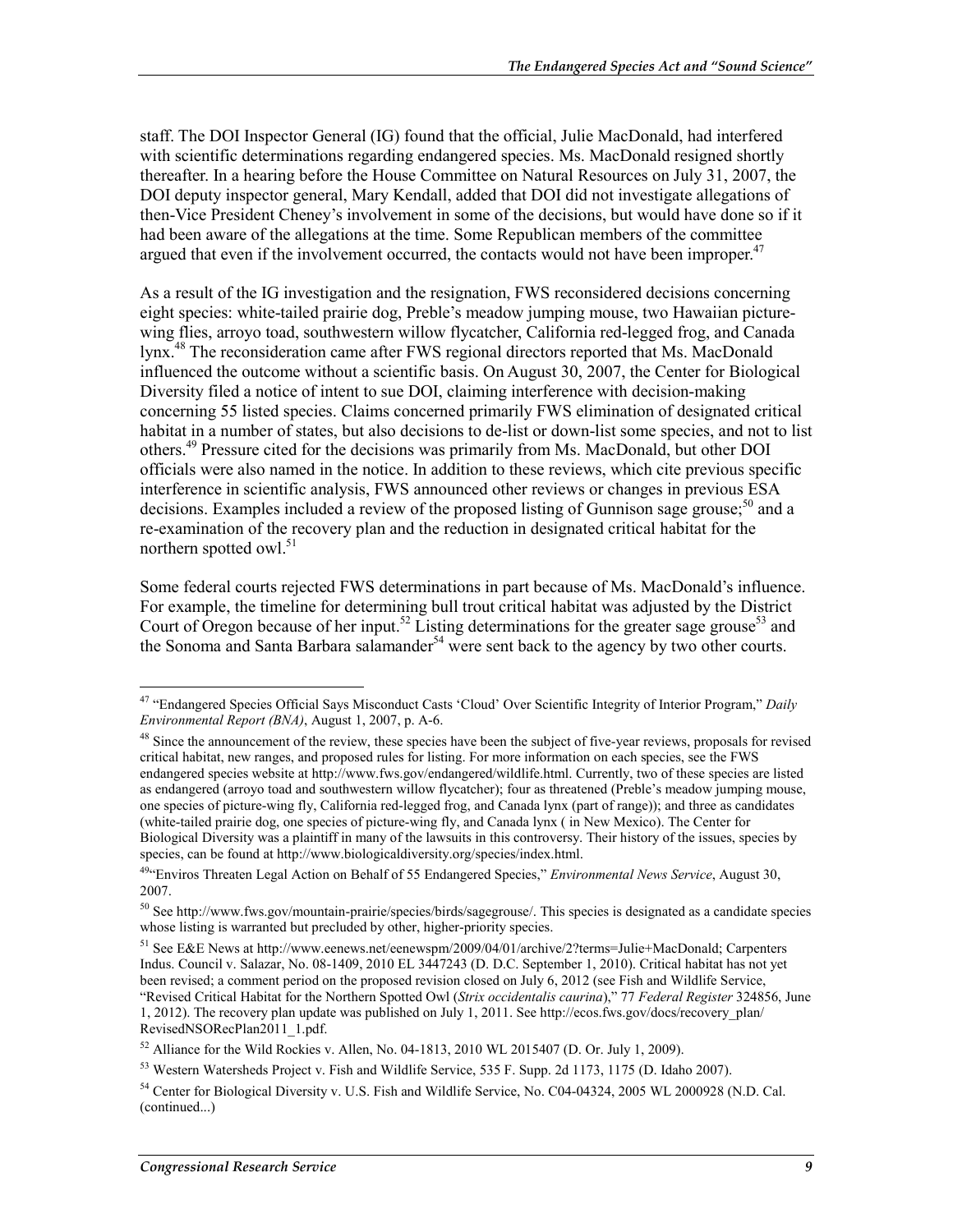staff. The DOI Inspector General (IG) found that the official, Julie MacDonald, had interfered with scientific determinations regarding endangered species. Ms. MacDonald resigned shortly thereafter. In a hearing before the House Committee on Natural Resources on July 31, 2007, the DOI deputy inspector general, Mary Kendall, added that DOI did not investigate allegations of then-Vice President Cheney's involvement in some of the decisions, but would have done so if it had been aware of the allegations at the time. Some Republican members of the committee argued that even if the involvement occurred, the contacts would not have been improper.[47]

As a result of the IG investigation and the resignation, FWS reconsidered decisions concerning eight species: white-tailed prairie dog, Preble's meadow jumping mouse, two Hawaiian picture-wing flies, arroyo toad, southwestern willow flycatcher, California red-legged frog, and Canada lynx.[48] The reconsideration came after FWS regional directors reported that Ms. MacDonald influenced the outcome without a scientific basis. On August 30, 2007, the Center for Biological Diversity filed a notice of intent to sue DOI, claiming interference with decision-making concerning 55 listed species. Claims concerned primarily FWS elimination of designated critical habitat in a number of states, but also decisions to de-list or down-list some species, and not to list others.[49] Pressure cited for the decisions was primarily from Ms. MacDonald, but other DOI officials were also named in the notice. In addition to these reviews, which cite previous specific interference in scientific analysis, FWS announced other reviews or changes in previous ESA decisions. Examples included a review of the proposed listing of Gunnison sage grouse;[50] and a re-examination of the recovery plan and the reduction in designated critical habitat for the northern spotted owl.[51]

Some federal courts rejected FWS determinations in part because of Ms. MacDonald's influence. For example, the timeline for determining bull trout critical habitat was adjusted by the District Court of Oregon because of her input.[52] Listing determinations for the greater sage grouse[53] and the Sonoma and Santa Barbara salamander[54] were sent back to the agency by two other courts.

---

[47] "Endangered Species Official Says Misconduct Casts 'Cloud' Over Scientific Integrity of Interior Program," *Daily Environmental Report (BNA)*, August 1, 2007, p. A-6.

[48] Since the announcement of the review, these species have been the subject of five-year reviews, proposals for revised critical habitat, new ranges, and proposed rules for listing. For more information on each species, see the FWS endangered species website at http://www.fws.gov/endangered/wildlife.html. Currently, two of these species are listed as endangered (arroyo toad and southwestern willow flycatcher); four as threatened (Preble's meadow jumping mouse, one species of picture-wing fly, California red-legged frog, and Canada lynx (part of range)); and three as candidates (white-tailed prairie dog, one species of picture-wing fly, and Canada lynx ( in New Mexico). The Center for Biological Diversity was a plaintiff in many of the lawsuits in this controversy. Their history of the issues, species by species, can be found at http://www.biologicaldiversity.org/species/index.html.

[49] "Enviros Threaten Legal Action on Behalf of 55 Endangered Species," *Environmental News Service*, August 30, 2007.

[50] See http://www.fws.gov/mountain-prairie/species/birds/sagegrouse/. This species is designated as a candidate species whose listing is warranted but precluded by other, higher-priority species.

[51] See E&E News at http://www.eenews.net/eenewspm/2009/04/01/archive/2?terms=Julie+MacDonald; Carpenters Indus. Council v. Salazar, No. 08-1409, 2010 EL 3447243 (D. D.C. September 1, 2010). Critical habitat has not yet been revised; a comment period on the proposed revision closed on July 6, 2012 (see Fish and Wildlife Service, "Revised Critical Habitat for the Northern Spotted Owl (*Strix occidentalis caurina*)," 77 *Federal Register* 324856, June 1, 2012). The recovery plan update was published on July 1, 2011. See http://ecos.fws.gov/docs/recovery_plan/RevisedNSORecPlan2011_1.pdf.

[52] Alliance for the Wild Rockies v. Allen, No. 04-1813, 2010 WL 2015407 (D. Or. July 1, 2009).

[53] Western Watersheds Project v. Fish and Wildlife Service, 535 F. Supp. 2d 1173, 1175 (D. Idaho 2007).

[54] Center for Biological Diversity v. U.S. Fish and Wildlife Service, No. C04-04324, 2005 WL 2000928 (N.D. Cal. (continued...)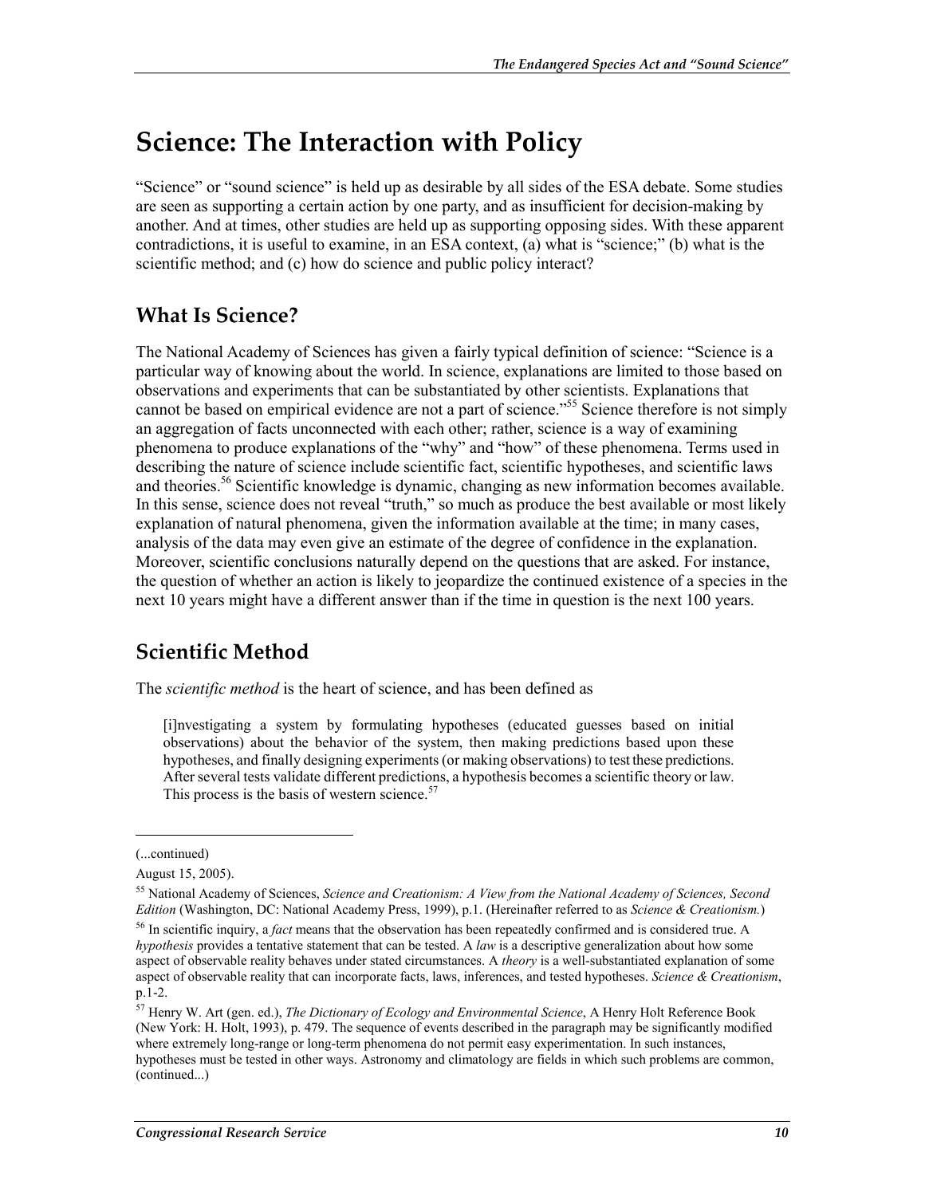# Science: The Interaction with Policy

"Science" or "sound science" is held up as desirable by all sides of the ESA debate. Some studies are seen as supporting a certain action by one party, and as insufficient for decision-making by another. And at times, other studies are held up as supporting opposing sides. With these apparent contradictions, it is useful to examine, in an ESA context, (a) what is "science;" (b) what is the scientific method; and (c) how do science and public policy interact?

## What Is Science?

The National Academy of Sciences has given a fairly typical definition of science: "Science is a particular way of knowing about the world. In science, explanations are limited to those based on observations and experiments that can be substantiated by other scientists. Explanations that cannot be based on empirical evidence are not a part of science."[55] Science therefore is not simply an aggregation of facts unconnected with each other; rather, science is a way of examining phenomena to produce explanations of the "why" and "how" of these phenomena. Terms used in describing the nature of science include scientific fact, scientific hypotheses, and scientific laws and theories.[56] Scientific knowledge is dynamic, changing as new information becomes available. In this sense, science does not reveal "truth," so much as produce the best available or most likely explanation of natural phenomena, given the information available at the time; in many cases, analysis of the data may even give an estimate of the degree of confidence in the explanation. Moreover, scientific conclusions naturally depend on the questions that are asked. For instance, the question of whether an action is likely to jeopardize the continued existence of a species in the next 10 years might have a different answer than if the time in question is the next 100 years.

## Scientific Method

The *scientific method* is the heart of science, and has been defined as

> [i]nvestigating a system by formulating hypotheses (educated guesses based on initial observations) about the behavior of the system, then making predictions based upon these hypotheses, and finally designing experiments (or making observations) to test these predictions. After several tests validate different predictions, a hypothesis becomes a scientific theory or law. This process is the basis of western science.[57]

---

(...continued)

August 15, 2005).

[55] National Academy of Sciences, *Science and Creationism: A View from the National Academy of Sciences, Second Edition* (Washington, DC: National Academy Press, 1999), p.1. (Hereinafter referred to as *Science & Creationism.*)

[56] In scientific inquiry, a *fact* means that the observation has been repeatedly confirmed and is considered true. A *hypothesis* provides a tentative statement that can be tested. A *law* is a descriptive generalization about how some aspect of observable reality behaves under stated circumstances. A *theory* is a well-substantiated explanation of some aspect of observable reality that can incorporate facts, laws, inferences, and tested hypotheses. *Science & Creationism*, p.1-2.

[57] Henry W. Art (gen. ed.), *The Dictionary of Ecology and Environmental Science*, A Henry Holt Reference Book (New York: H. Holt, 1993), p. 479. The sequence of events described in the paragraph may be significantly modified where extremely long-range or long-term phenomena do not permit easy experimentation. In such instances, hypotheses must be tested in other ways. Astronomy and climatology are fields in which such problems are common, (continued...)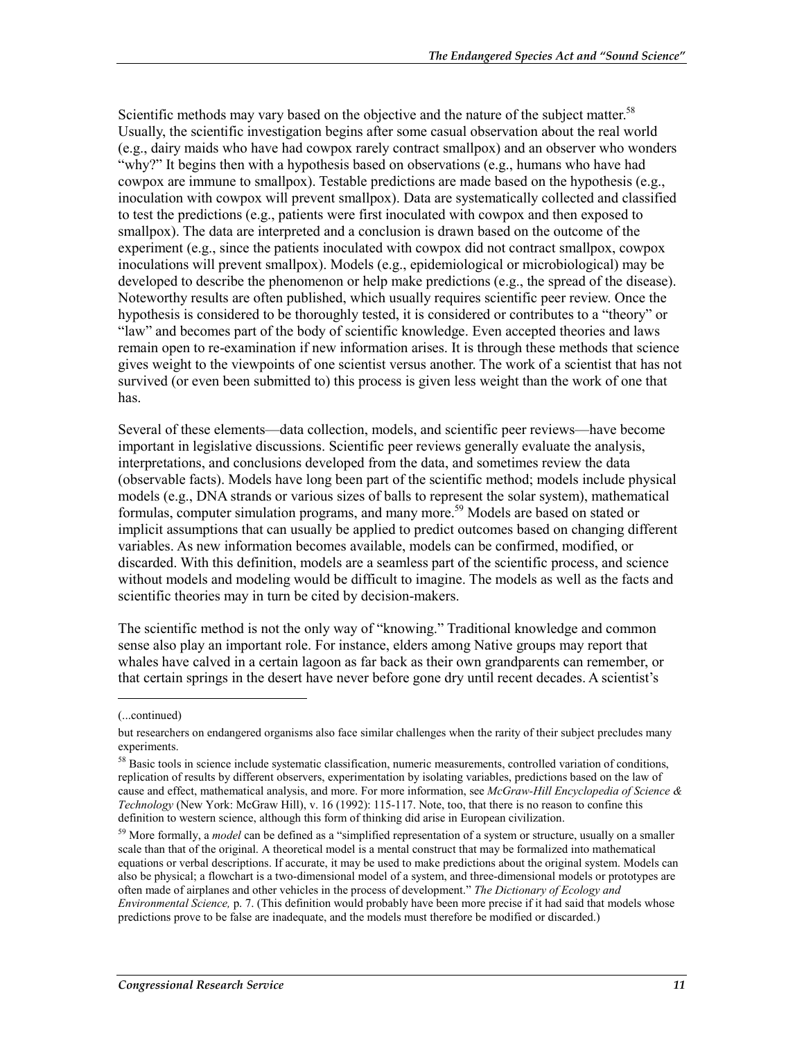Scientific methods may vary based on the objective and the nature of the subject matter.[58] Usually, the scientific investigation begins after some casual observation about the real world (e.g., dairy maids who have had cowpox rarely contract smallpox) and an observer who wonders "why?" It begins then with a hypothesis based on observations (e.g., humans who have had cowpox are immune to smallpox). Testable predictions are made based on the hypothesis (e.g., inoculation with cowpox will prevent smallpox). Data are systematically collected and classified to test the predictions (e.g., patients were first inoculated with cowpox and then exposed to smallpox). The data are interpreted and a conclusion is drawn based on the outcome of the experiment (e.g., since the patients inoculated with cowpox did not contract smallpox, cowpox inoculations will prevent smallpox). Models (e.g., epidemiological or microbiological) may be developed to describe the phenomenon or help make predictions (e.g., the spread of the disease). Noteworthy results are often published, which usually requires scientific peer review. Once the hypothesis is considered to be thoroughly tested, it is considered or contributes to a "theory" or "law" and becomes part of the body of scientific knowledge. Even accepted theories and laws remain open to re-examination if new information arises. It is through these methods that science gives weight to the viewpoints of one scientist versus another. The work of a scientist that has not survived (or even been submitted to) this process is given less weight than the work of one that has.

Several of these elements—data collection, models, and scientific peer reviews—have become important in legislative discussions. Scientific peer reviews generally evaluate the analysis, interpretations, and conclusions developed from the data, and sometimes review the data (observable facts). Models have long been part of the scientific method; models include physical models (e.g., DNA strands or various sizes of balls to represent the solar system), mathematical formulas, computer simulation programs, and many more.[59] Models are based on stated or implicit assumptions that can usually be applied to predict outcomes based on changing different variables. As new information becomes available, models can be confirmed, modified, or discarded. With this definition, models are a seamless part of the scientific process, and science without models and modeling would be difficult to imagine. The models as well as the facts and scientific theories may in turn be cited by decision-makers.

The scientific method is not the only way of "knowing." Traditional knowledge and common sense also play an important role. For instance, elders among Native groups may report that whales have calved in a certain lagoon as far back as their own grandparents can remember, or that certain springs in the desert have never before gone dry until recent decades. A scientist's

---

(...continued)

but researchers on endangered organisms also face similar challenges when the rarity of their subject precludes many experiments.

[58] Basic tools in science include systematic classification, numeric measurements, controlled variation of conditions, replication of results by different observers, experimentation by isolating variables, predictions based on the law of cause and effect, mathematical analysis, and more. For more information, see *McGraw-Hill Encyclopedia of Science & Technology* (New York: McGraw Hill), v. 16 (1992): 115-117. Note, too, that there is no reason to confine this definition to western science, although this form of thinking did arise in European civilization.

[59] More formally, a *model* can be defined as a "simplified representation of a system or structure, usually on a smaller scale than that of the original. A theoretical model is a mental construct that may be formalized into mathematical equations or verbal descriptions. If accurate, it may be used to make predictions about the original system. Models can also be physical; a flowchart is a two-dimensional model of a system, and three-dimensional models or prototypes are often made of airplanes and other vehicles in the process of development." *The Dictionary of Ecology and Environmental Science,* p. 7. (This definition would probably have been more precise if it had said that models whose predictions prove to be false are inadequate, and the models must therefore be modified or discarded.)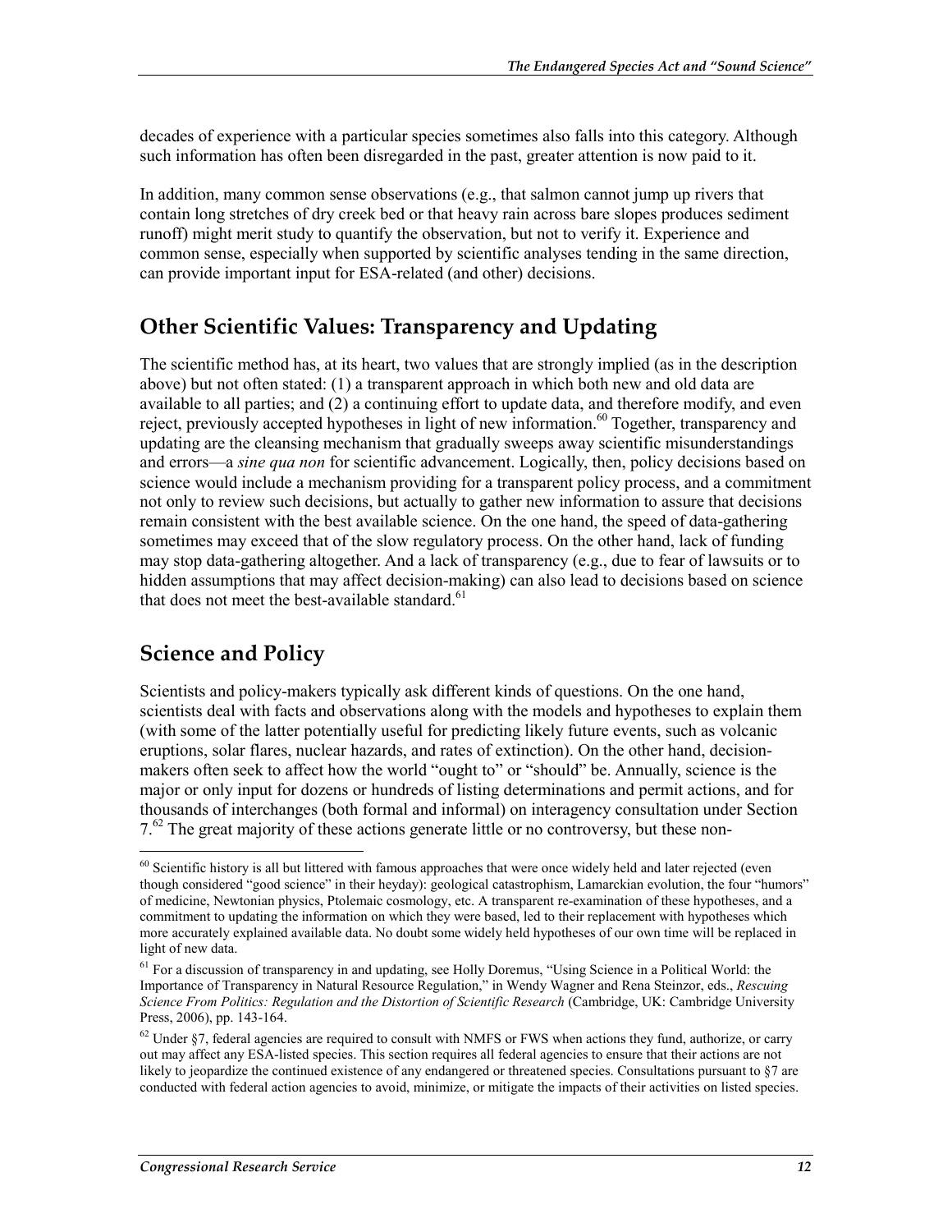decades of experience with a particular species sometimes also falls into this category. Although such information has often been disregarded in the past, greater attention is now paid to it.

In addition, many common sense observations (e.g., that salmon cannot jump up rivers that contain long stretches of dry creek bed or that heavy rain across bare slopes produces sediment runoff) might merit study to quantify the observation, but not to verify it. Experience and common sense, especially when supported by scientific analyses tending in the same direction, can provide important input for ESA-related (and other) decisions.

## Other Scientific Values: Transparency and Updating

The scientific method has, at its heart, two values that are strongly implied (as in the description above) but not often stated: (1) a transparent approach in which both new and old data are available to all parties; and (2) a continuing effort to update data, and therefore modify, and even reject, previously accepted hypotheses in light of new information.[60] Together, transparency and updating are the cleansing mechanism that gradually sweeps away scientific misunderstandings and errors—a *sine qua non* for scientific advancement. Logically, then, policy decisions based on science would include a mechanism providing for a transparent policy process, and a commitment not only to review such decisions, but actually to gather new information to assure that decisions remain consistent with the best available science. On the one hand, the speed of data-gathering sometimes may exceed that of the slow regulatory process. On the other hand, lack of funding may stop data-gathering altogether. And a lack of transparency (e.g., due to fear of lawsuits or to hidden assumptions that may affect decision-making) can also lead to decisions based on science that does not meet the best-available standard.[61]

## Science and Policy

Scientists and policy-makers typically ask different kinds of questions. On the one hand, scientists deal with facts and observations along with the models and hypotheses to explain them (with some of the latter potentially useful for predicting likely future events, such as volcanic eruptions, solar flares, nuclear hazards, and rates of extinction). On the other hand, decision-makers often seek to affect how the world "ought to" or "should" be. Annually, science is the major or only input for dozens or hundreds of listing determinations and permit actions, and for thousands of interchanges (both formal and informal) on interagency consultation under Section 7.[62] The great majority of these actions generate little or no controversy, but these non-

---

[60] Scientific history is all but littered with famous approaches that were once widely held and later rejected (even though considered "good science" in their heyday): geological catastrophism, Lamarckian evolution, the four "humors" of medicine, Newtonian physics, Ptolemaic cosmology, etc. A transparent re-examination of these hypotheses, and a commitment to updating the information on which they were based, led to their replacement with hypotheses which more accurately explained available data. No doubt some widely held hypotheses of our own time will be replaced in light of new data.

[61] For a discussion of transparency in and updating, see Holly Doremus, "Using Science in a Political World: the Importance of Transparency in Natural Resource Regulation," in Wendy Wagner and Rena Steinzor, eds., *Rescuing Science From Politics: Regulation and the Distortion of Scientific Research* (Cambridge, UK: Cambridge University Press, 2006), pp. 143-164.

[62] Under §7, federal agencies are required to consult with NMFS or FWS when actions they fund, authorize, or carry out may affect any ESA-listed species. This section requires all federal agencies to ensure that their actions are not likely to jeopardize the continued existence of any endangered or threatened species. Consultations pursuant to §7 are conducted with federal action agencies to avoid, minimize, or mitigate the impacts of their activities on listed species.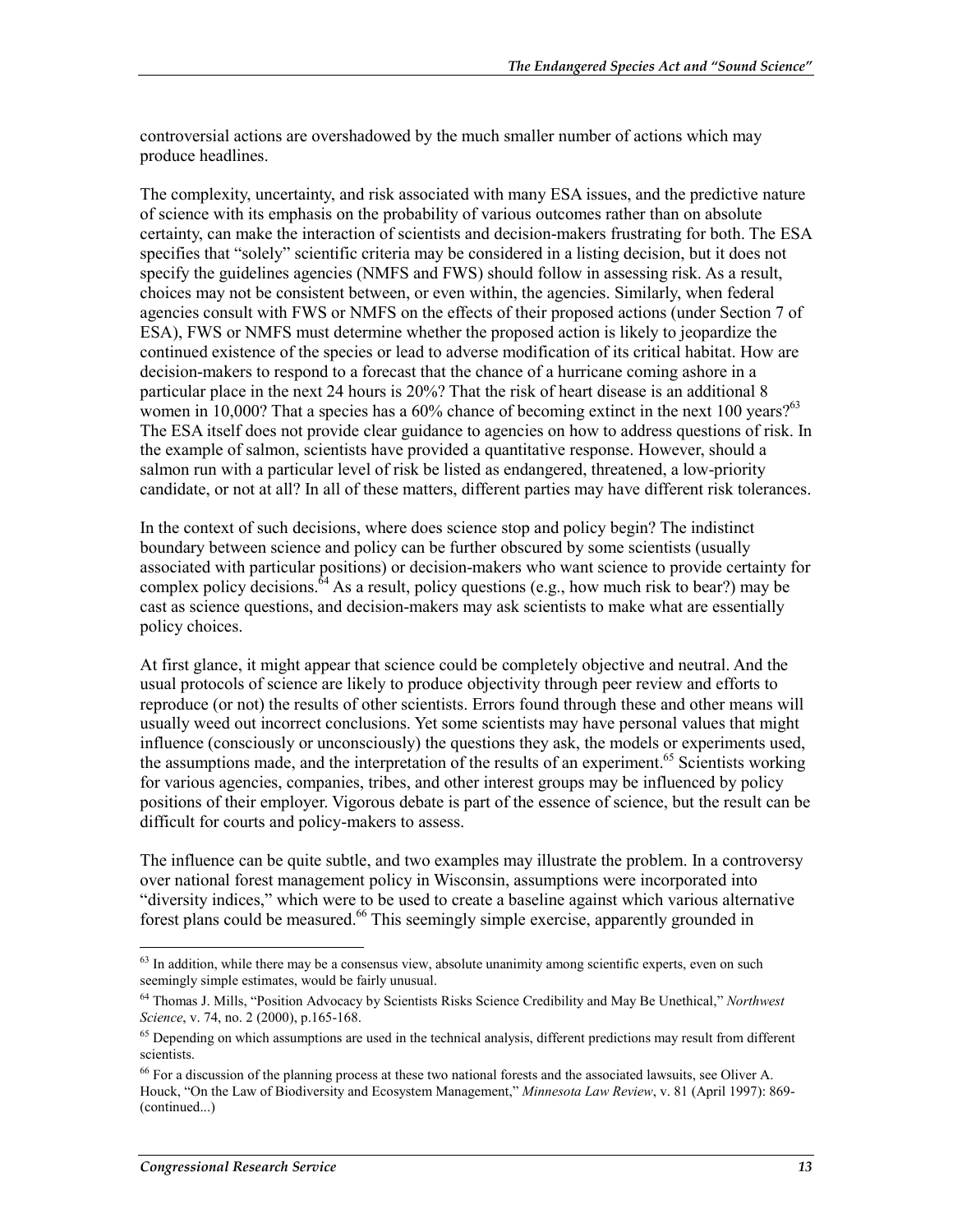controversial actions are overshadowed by the much smaller number of actions which may produce headlines.

The complexity, uncertainty, and risk associated with many ESA issues, and the predictive nature of science with its emphasis on the probability of various outcomes rather than on absolute certainty, can make the interaction of scientists and decision-makers frustrating for both. The ESA specifies that "solely" scientific criteria may be considered in a listing decision, but it does not specify the guidelines agencies (NMFS and FWS) should follow in assessing risk. As a result, choices may not be consistent between, or even within, the agencies. Similarly, when federal agencies consult with FWS or NMFS on the effects of their proposed actions (under Section 7 of ESA), FWS or NMFS must determine whether the proposed action is likely to jeopardize the continued existence of the species or lead to adverse modification of its critical habitat. How are decision-makers to respond to a forecast that the chance of a hurricane coming ashore in a particular place in the next 24 hours is 20%? That the risk of heart disease is an additional 8 women in 10,000? That a species has a 60% chance of becoming extinct in the next 100 years?[63] The ESA itself does not provide clear guidance to agencies on how to address questions of risk. In the example of salmon, scientists have provided a quantitative response. However, should a salmon run with a particular level of risk be listed as endangered, threatened, a low-priority candidate, or not at all? In all of these matters, different parties may have different risk tolerances.

In the context of such decisions, where does science stop and policy begin? The indistinct boundary between science and policy can be further obscured by some scientists (usually associated with particular positions) or decision-makers who want science to provide certainty for complex policy decisions.[64] As a result, policy questions (e.g., how much risk to bear?) may be cast as science questions, and decision-makers may ask scientists to make what are essentially policy choices.

At first glance, it might appear that science could be completely objective and neutral. And the usual protocols of science are likely to produce objectivity through peer review and efforts to reproduce (or not) the results of other scientists. Errors found through these and other means will usually weed out incorrect conclusions. Yet some scientists may have personal values that might influence (consciously or unconsciously) the questions they ask, the models or experiments used, the assumptions made, and the interpretation of the results of an experiment.[65] Scientists working for various agencies, companies, tribes, and other interest groups may be influenced by policy positions of their employer. Vigorous debate is part of the essence of science, but the result can be difficult for courts and policy-makers to assess.

The influence can be quite subtle, and two examples may illustrate the problem. In a controversy over national forest management policy in Wisconsin, assumptions were incorporated into "diversity indices," which were to be used to create a baseline against which various alternative forest plans could be measured.[66] This seemingly simple exercise, apparently grounded in

---

[63] In addition, while there may be a consensus view, absolute unanimity among scientific experts, even on such seemingly simple estimates, would be fairly unusual.

[64] Thomas J. Mills, "Position Advocacy by Scientists Risks Science Credibility and May Be Unethical," *Northwest Science*, v. 74, no. 2 (2000), p.165-168.

[65] Depending on which assumptions are used in the technical analysis, different predictions may result from different scientists.

[66] For a discussion of the planning process at these two national forests and the associated lawsuits, see Oliver A. Houck, "On the Law of Biodiversity and Ecosystem Management," *Minnesota Law Review*, v. 81 (April 1997): 869- (continued...)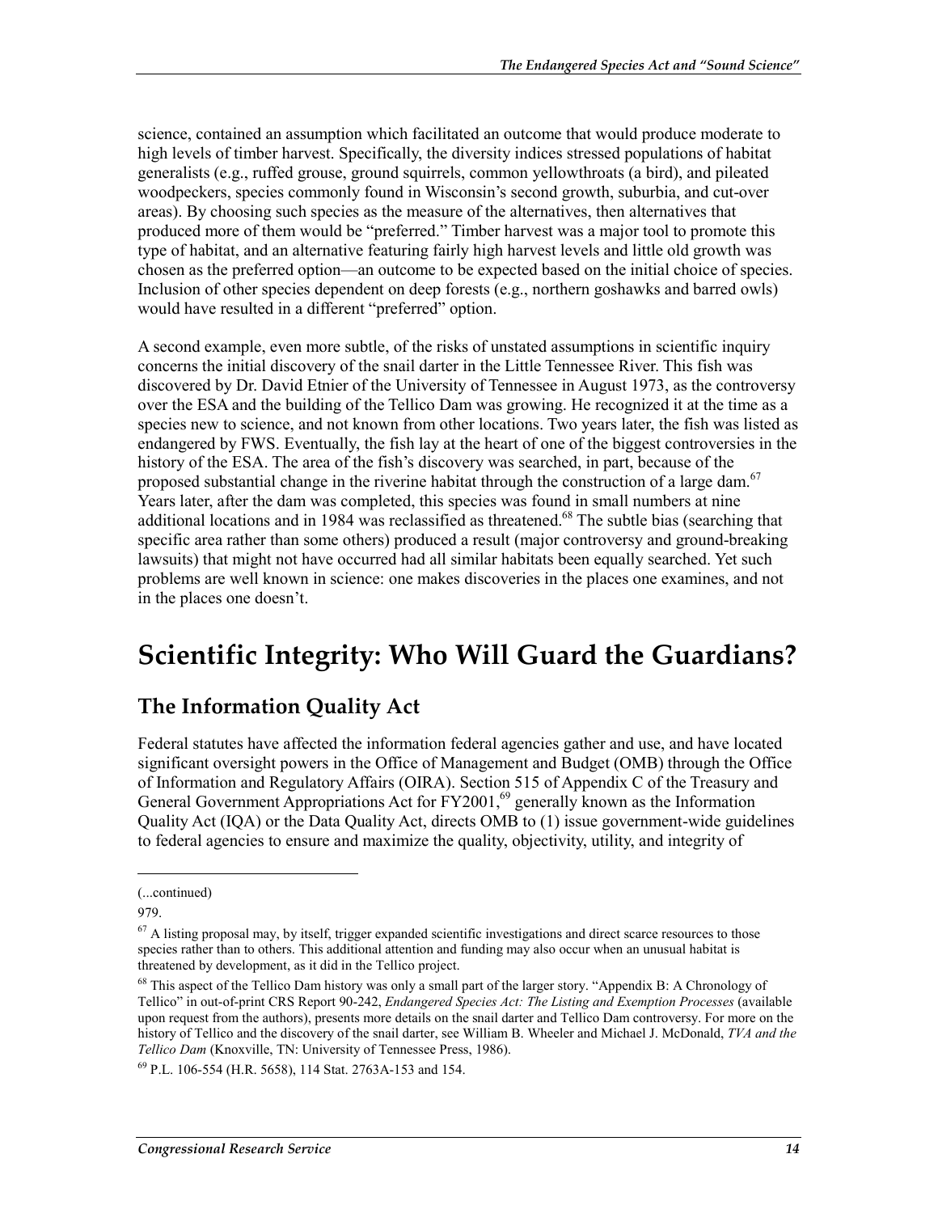science, contained an assumption which facilitated an outcome that would produce moderate to high levels of timber harvest. Specifically, the diversity indices stressed populations of habitat generalists (e.g., ruffed grouse, ground squirrels, common yellowthroats (a bird), and pileated woodpeckers, species commonly found in Wisconsin's second growth, suburbia, and cut-over areas). By choosing such species as the measure of the alternatives, then alternatives that produced more of them would be "preferred." Timber harvest was a major tool to promote this type of habitat, and an alternative featuring fairly high harvest levels and little old growth was chosen as the preferred option—an outcome to be expected based on the initial choice of species. Inclusion of other species dependent on deep forests (e.g., northern goshawks and barred owls) would have resulted in a different "preferred" option.

A second example, even more subtle, of the risks of unstated assumptions in scientific inquiry concerns the initial discovery of the snail darter in the Little Tennessee River. This fish was discovered by Dr. David Etnier of the University of Tennessee in August 1973, as the controversy over the ESA and the building of the Tellico Dam was growing. He recognized it at the time as a species new to science, and not known from other locations. Two years later, the fish was listed as endangered by FWS. Eventually, the fish lay at the heart of one of the biggest controversies in the history of the ESA. The area of the fish's discovery was searched, in part, because of the proposed substantial change in the riverine habitat through the construction of a large dam.[67] Years later, after the dam was completed, this species was found in small numbers at nine additional locations and in 1984 was reclassified as threatened.[68] The subtle bias (searching that specific area rather than some others) produced a result (major controversy and ground-breaking lawsuits) that might not have occurred had all similar habitats been equally searched. Yet such problems are well known in science: one makes discoveries in the places one examines, and not in the places one doesn't.

# Scientific Integrity: Who Will Guard the Guardians?

## The Information Quality Act

Federal statutes have affected the information federal agencies gather and use, and have located significant oversight powers in the Office of Management and Budget (OMB) through the Office of Information and Regulatory Affairs (OIRA). Section 515 of Appendix C of the Treasury and General Government Appropriations Act for FY2001,[69] generally known as the Information Quality Act (IQA) or the Data Quality Act, directs OMB to (1) issue government-wide guidelines to federal agencies to ensure and maximize the quality, objectivity, utility, and integrity of

---

(...continued)

979.

[67] A listing proposal may, by itself, trigger expanded scientific investigations and direct scarce resources to those species rather than to others. This additional attention and funding may also occur when an unusual habitat is threatened by development, as it did in the Tellico project.

[68] This aspect of the Tellico Dam history was only a small part of the larger story. "Appendix B: A Chronology of Tellico" in out-of-print CRS Report 90-242, *Endangered Species Act: The Listing and Exemption Processes* (available upon request from the authors), presents more details on the snail darter and Tellico Dam controversy. For more on the history of Tellico and the discovery of the snail darter, see William B. Wheeler and Michael J. McDonald, *TVA and the Tellico Dam* (Knoxville, TN: University of Tennessee Press, 1986).

[69] P.L. 106-554 (H.R. 5658), 114 Stat. 2763A-153 and 154.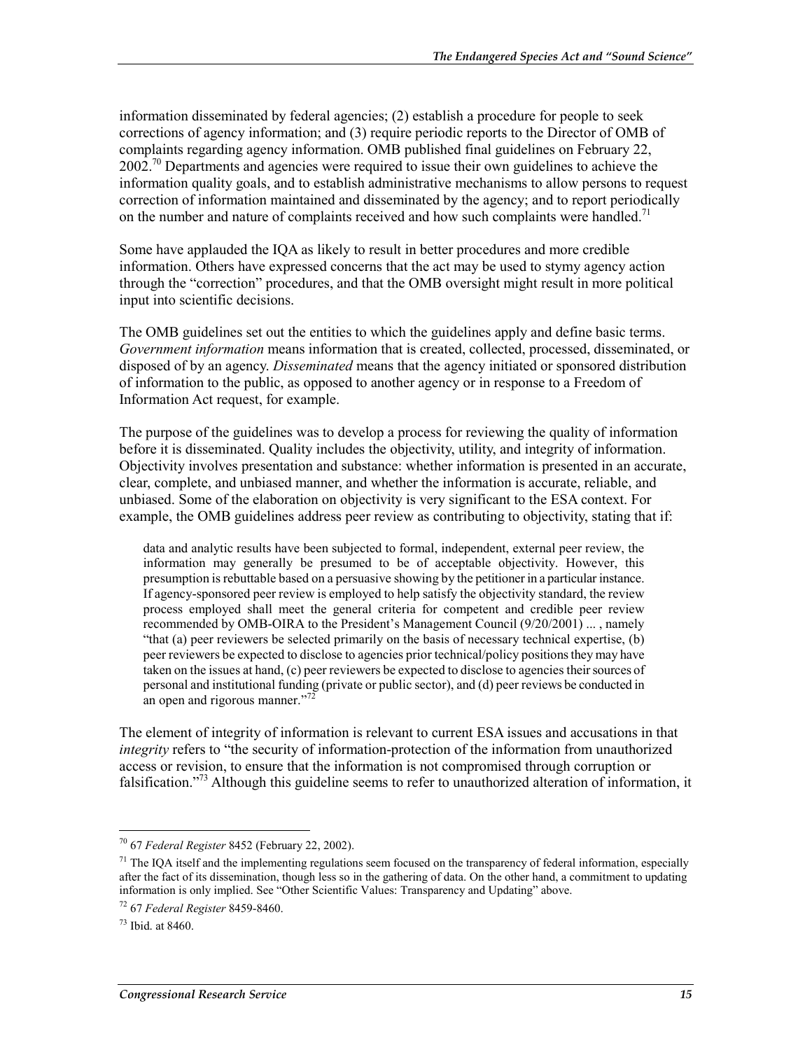information disseminated by federal agencies; (2) establish a procedure for people to seek corrections of agency information; and (3) require periodic reports to the Director of OMB of complaints regarding agency information. OMB published final guidelines on February 22, 2002.[70] Departments and agencies were required to issue their own guidelines to achieve the information quality goals, and to establish administrative mechanisms to allow persons to request correction of information maintained and disseminated by the agency; and to report periodically on the number and nature of complaints received and how such complaints were handled.[71]

Some have applauded the IQA as likely to result in better procedures and more credible information. Others have expressed concerns that the act may be used to stymy agency action through the "correction" procedures, and that the OMB oversight might result in more political input into scientific decisions.

The OMB guidelines set out the entities to which the guidelines apply and define basic terms. *Government information* means information that is created, collected, processed, disseminated, or disposed of by an agency. *Disseminated* means that the agency initiated or sponsored distribution of information to the public, as opposed to another agency or in response to a Freedom of Information Act request, for example.

The purpose of the guidelines was to develop a process for reviewing the quality of information before it is disseminated. Quality includes the objectivity, utility, and integrity of information. Objectivity involves presentation and substance: whether information is presented in an accurate, clear, complete, and unbiased manner, and whether the information is accurate, reliable, and unbiased. Some of the elaboration on objectivity is very significant to the ESA context. For example, the OMB guidelines address peer review as contributing to objectivity, stating that if:

> data and analytic results have been subjected to formal, independent, external peer review, the information may generally be presumed to be of acceptable objectivity. However, this presumption is rebuttable based on a persuasive showing by the petitioner in a particular instance. If agency-sponsored peer review is employed to help satisfy the objectivity standard, the review process employed shall meet the general criteria for competent and credible peer review recommended by OMB-OIRA to the President's Management Council (9/20/2001) ... , namely "that (a) peer reviewers be selected primarily on the basis of necessary technical expertise, (b) peer reviewers be expected to disclose to agencies prior technical/policy positions they may have taken on the issues at hand, (c) peer reviewers be expected to disclose to agencies their sources of personal and institutional funding (private or public sector), and (d) peer reviews be conducted in an open and rigorous manner."[72]

The element of integrity of information is relevant to current ESA issues and accusations in that *integrity* refers to "the security of information-protection of the information from unauthorized access or revision, to ensure that the information is not compromised through corruption or falsification."[73] Although this guideline seems to refer to unauthorized alteration of information, it

---

[70] 67 *Federal Register* 8452 (February 22, 2002).

[71] The IQA itself and the implementing regulations seem focused on the transparency of federal information, especially after the fact of its dissemination, though less so in the gathering of data. On the other hand, a commitment to updating information is only implied. See "Other Scientific Values: Transparency and Updating" above.

[72] 67 *Federal Register* 8459-8460.

[73] Ibid. at 8460.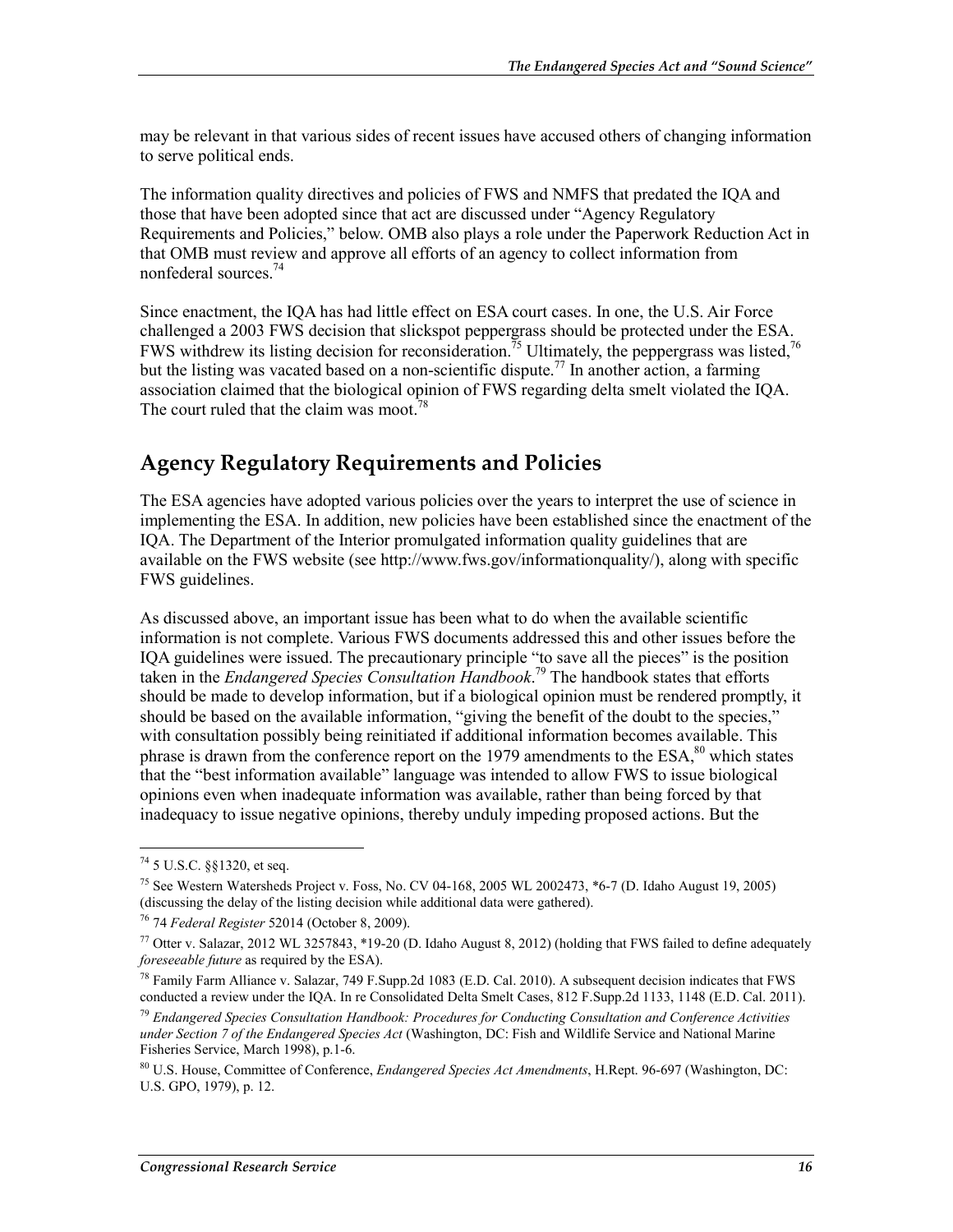may be relevant in that various sides of recent issues have accused others of changing information to serve political ends.

The information quality directives and policies of FWS and NMFS that predated the IQA and those that have been adopted since that act are discussed under "Agency Regulatory Requirements and Policies," below. OMB also plays a role under the Paperwork Reduction Act in that OMB must review and approve all efforts of an agency to collect information from nonfederal sources.[74]

Since enactment, the IQA has had little effect on ESA court cases. In one, the U.S. Air Force challenged a 2003 FWS decision that slickspot peppergrass should be protected under the ESA. FWS withdrew its listing decision for reconsideration.[75] Ultimately, the peppergrass was listed,[76] but the listing was vacated based on a non-scientific dispute.[77] In another action, a farming association claimed that the biological opinion of FWS regarding delta smelt violated the IQA. The court ruled that the claim was moot.[78]

## Agency Regulatory Requirements and Policies

The ESA agencies have adopted various policies over the years to interpret the use of science in implementing the ESA. In addition, new policies have been established since the enactment of the IQA. The Department of the Interior promulgated information quality guidelines that are available on the FWS website (see http://www.fws.gov/informationquality/), along with specific FWS guidelines.

As discussed above, an important issue has been what to do when the available scientific information is not complete. Various FWS documents addressed this and other issues before the IQA guidelines were issued. The precautionary principle "to save all the pieces" is the position taken in the *Endangered Species Consultation Handbook*.[79] The handbook states that efforts should be made to develop information, but if a biological opinion must be rendered promptly, it should be based on the available information, "giving the benefit of the doubt to the species," with consultation possibly being reinitiated if additional information becomes available. This phrase is drawn from the conference report on the 1979 amendments to the ESA,[80] which states that the "best information available" language was intended to allow FWS to issue biological opinions even when inadequate information was available, rather than being forced by that inadequacy to issue negative opinions, thereby unduly impeding proposed actions. But the

---

[74] 5 U.S.C. §§1320, et seq.

[75] See Western Watersheds Project v. Foss, No. CV 04-168, 2005 WL 2002473, *6-7 (D. Idaho August 19, 2005) (discussing the delay of the listing decision while additional data were gathered).

[76] 74 *Federal Register* 52014 (October 8, 2009).

[77] Otter v. Salazar, 2012 WL 3257843, *19-20 (D. Idaho August 8, 2012) (holding that FWS failed to define adequately *foreseeable future* as required by the ESA).

[78] Family Farm Alliance v. Salazar, 749 F.Supp.2d 1083 (E.D. Cal. 2010). A subsequent decision indicates that FWS conducted a review under the IQA. In re Consolidated Delta Smelt Cases, 812 F.Supp.2d 1133, 1148 (E.D. Cal. 2011).

[79] *Endangered Species Consultation Handbook: Procedures for Conducting Consultation and Conference Activities under Section 7 of the Endangered Species Act* (Washington, DC: Fish and Wildlife Service and National Marine Fisheries Service, March 1998), p.1-6.

[80] U.S. House, Committee of Conference, *Endangered Species Act Amendments*, H.Rept. 96-697 (Washington, DC: U.S. GPO, 1979), p. 12.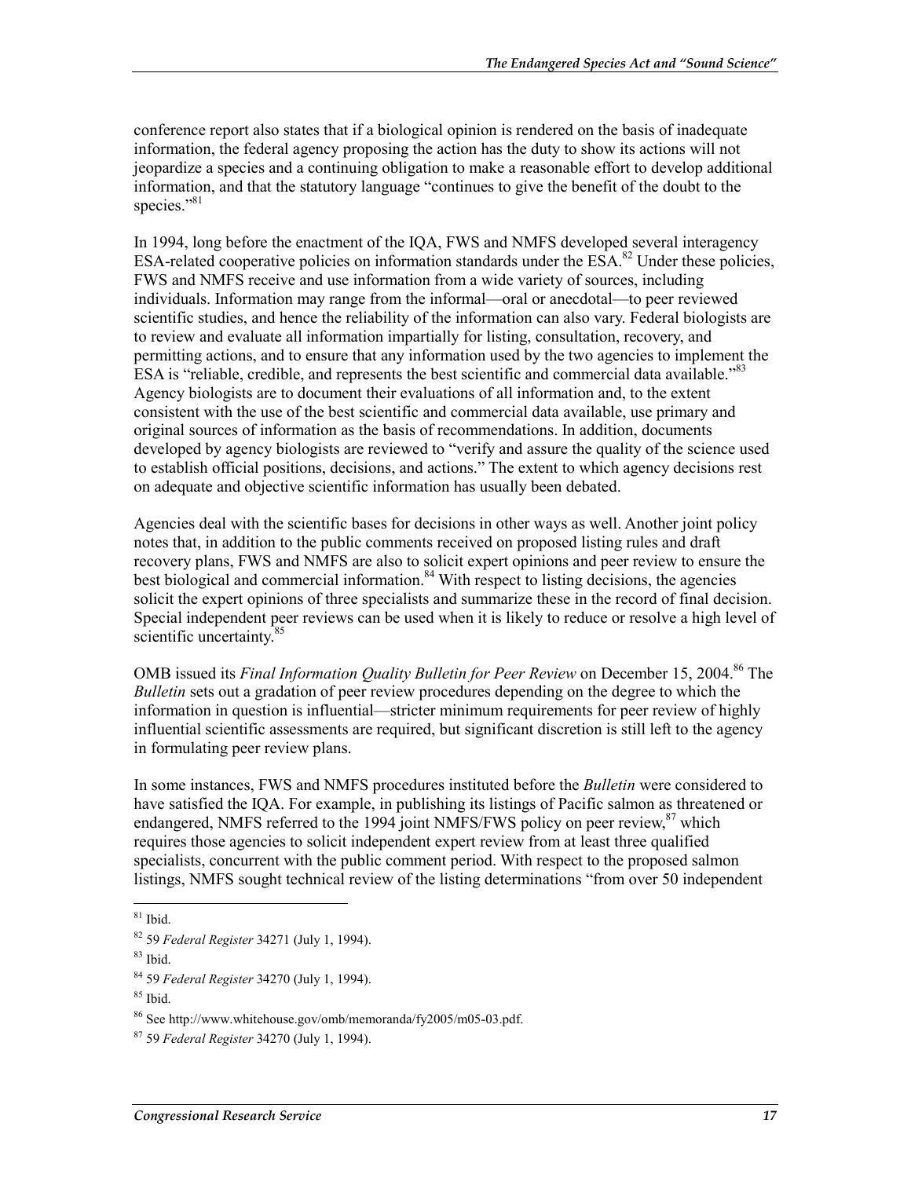conference report also states that if a biological opinion is rendered on the basis of inadequate information, the federal agency proposing the action has the duty to show its actions will not jeopardize a species and a continuing obligation to make a reasonable effort to develop additional information, and that the statutory language "continues to give the benefit of the doubt to the species."[81]

In 1994, long before the enactment of the IQA, FWS and NMFS developed several interagency ESA-related cooperative policies on information standards under the ESA.[82] Under these policies, FWS and NMFS receive and use information from a wide variety of sources, including individuals. Information may range from the informal—oral or anecdotal—to peer reviewed scientific studies, and hence the reliability of the information can also vary. Federal biologists are to review and evaluate all information impartially for listing, consultation, recovery, and permitting actions, and to ensure that any information used by the two agencies to implement the ESA is "reliable, credible, and represents the best scientific and commercial data available."[83] Agency biologists are to document their evaluations of all information and, to the extent consistent with the use of the best scientific and commercial data available, use primary and original sources of information as the basis of recommendations. In addition, documents developed by agency biologists are reviewed to "verify and assure the quality of the science used to establish official positions, decisions, and actions." The extent to which agency decisions rest on adequate and objective scientific information has usually been debated.

Agencies deal with the scientific bases for decisions in other ways as well. Another joint policy notes that, in addition to the public comments received on proposed listing rules and draft recovery plans, FWS and NMFS are also to solicit expert opinions and peer review to ensure the best biological and commercial information.[84] With respect to listing decisions, the agencies solicit the expert opinions of three specialists and summarize these in the record of final decision. Special independent peer reviews can be used when it is likely to reduce or resolve a high level of scientific uncertainty.[85]

OMB issued its *Final Information Quality Bulletin for Peer Review* on December 15, 2004.[86] The *Bulletin* sets out a gradation of peer review procedures depending on the degree to which the information in question is influential—stricter minimum requirements for peer review of highly influential scientific assessments are required, but significant discretion is still left to the agency in formulating peer review plans.

In some instances, FWS and NMFS procedures instituted before the *Bulletin* were considered to have satisfied the IQA. For example, in publishing its listings of Pacific salmon as threatened or endangered, NMFS referred to the 1994 joint NMFS/FWS policy on peer review,[87] which requires those agencies to solicit independent expert review from at least three qualified specialists, concurrent with the public comment period. With respect to the proposed salmon listings, NMFS sought technical review of the listing determinations "from over 50 independent

---

[81] Ibid.

[82] 59 *Federal Register* 34271 (July 1, 1994).

[83] Ibid.

[84] 59 *Federal Register* 34270 (July 1, 1994).

[85] Ibid.

[86] See http://www.whitehouse.gov/omb/memoranda/fy2005/m05-03.pdf.

[87] 59 *Federal Register* 34270 (July 1, 1994).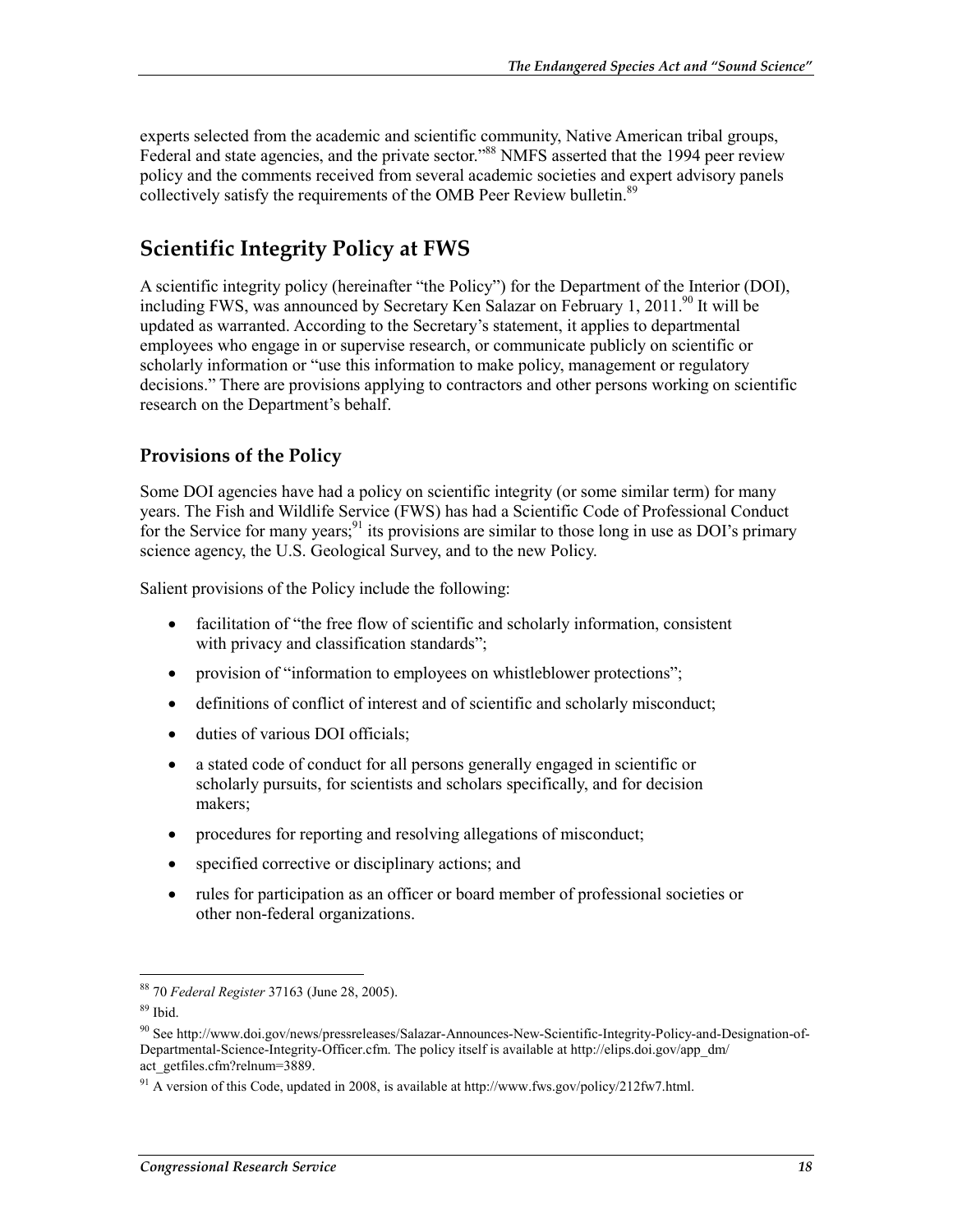experts selected from the academic and scientific community, Native American tribal groups, Federal and state agencies, and the private sector."[88] NMFS asserted that the 1994 peer review policy and the comments received from several academic societies and expert advisory panels collectively satisfy the requirements of the OMB Peer Review bulletin.[89]

## Scientific Integrity Policy at FWS

A scientific integrity policy (hereinafter "the Policy") for the Department of the Interior (DOI), including FWS, was announced by Secretary Ken Salazar on February 1, 2011.[90] It will be updated as warranted. According to the Secretary's statement, it applies to departmental employees who engage in or supervise research, or communicate publicly on scientific or scholarly information or "use this information to make policy, management or regulatory decisions." There are provisions applying to contractors and other persons working on scientific research on the Department's behalf.

### Provisions of the Policy

Some DOI agencies have had a policy on scientific integrity (or some similar term) for many years. The Fish and Wildlife Service (FWS) has had a Scientific Code of Professional Conduct for the Service for many years;[91] its provisions are similar to those long in use as DOI's primary science agency, the U.S. Geological Survey, and to the new Policy.

Salient provisions of the Policy include the following:

- facilitation of "the free flow of scientific and scholarly information, consistent with privacy and classification standards";
- provision of "information to employees on whistleblower protections";
- definitions of conflict of interest and of scientific and scholarly misconduct;
- duties of various DOI officials;
- a stated code of conduct for all persons generally engaged in scientific or scholarly pursuits, for scientists and scholars specifically, and for decision makers;
- procedures for reporting and resolving allegations of misconduct;
- specified corrective or disciplinary actions; and
- rules for participation as an officer or board member of professional societies or other non-federal organizations.

---

[88] 70 *Federal Register* 37163 (June 28, 2005).

[89] Ibid.

[90] See http://www.doi.gov/news/pressreleases/Salazar-Announces-New-Scientific-Integrity-Policy-and-Designation-of-Departmental-Science-Integrity-Officer.cfm. The policy itself is available at http://elips.doi.gov/app_dm/act_getfiles.cfm?relnum=3889.

[91] A version of this Code, updated in 2008, is available at http://www.fws.gov/policy/212fw7.html.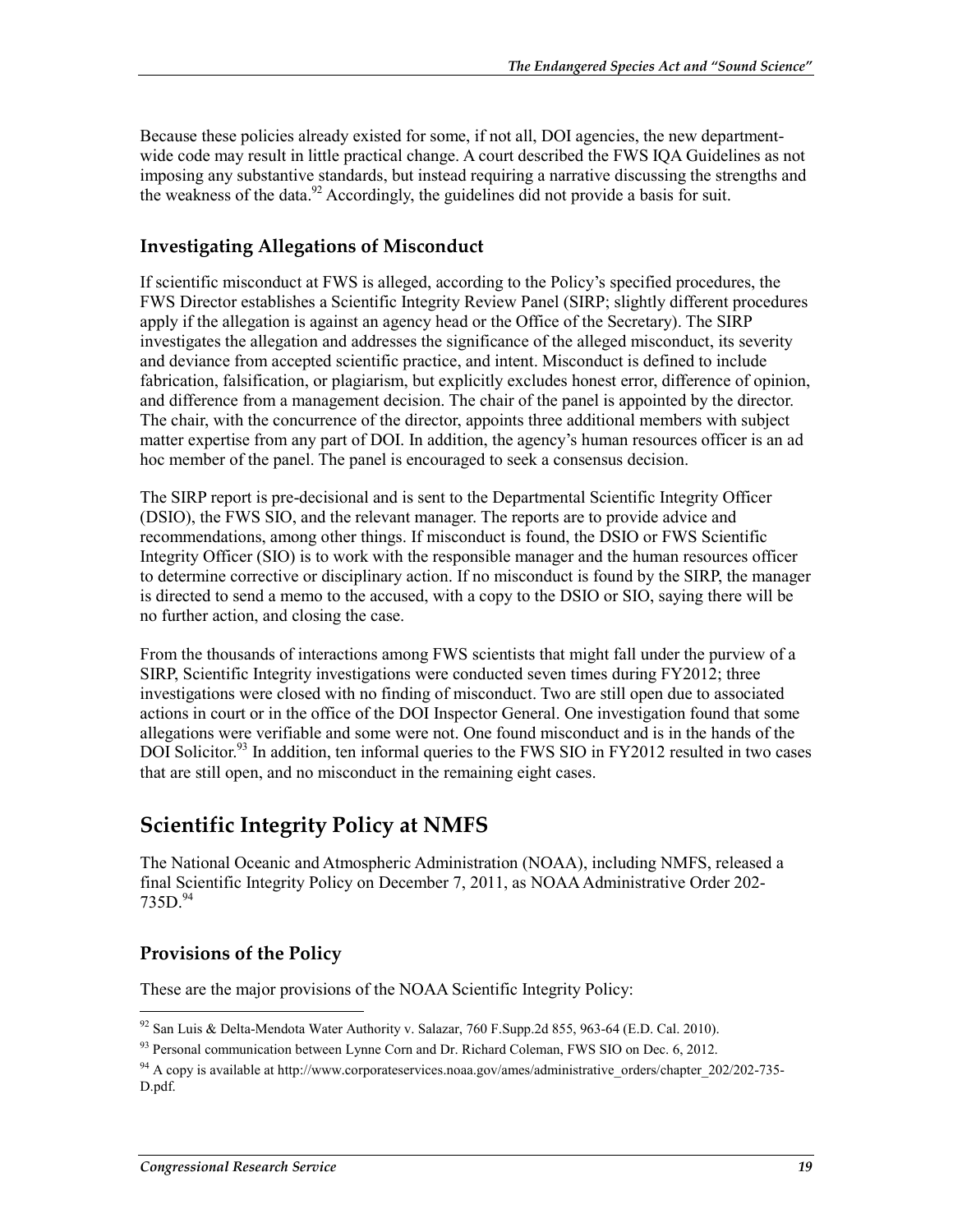Because these policies already existed for some, if not all, DOI agencies, the new department-wide code may result in little practical change. A court described the FWS IQA Guidelines as not imposing any substantive standards, but instead requiring a narrative discussing the strengths and the weakness of the data.[92] Accordingly, the guidelines did not provide a basis for suit.

### Investigating Allegations of Misconduct

If scientific misconduct at FWS is alleged, according to the Policy's specified procedures, the FWS Director establishes a Scientific Integrity Review Panel (SIRP; slightly different procedures apply if the allegation is against an agency head or the Office of the Secretary). The SIRP investigates the allegation and addresses the significance of the alleged misconduct, its severity and deviance from accepted scientific practice, and intent. Misconduct is defined to include fabrication, falsification, or plagiarism, but explicitly excludes honest error, difference of opinion, and difference from a management decision. The chair of the panel is appointed by the director. The chair, with the concurrence of the director, appoints three additional members with subject matter expertise from any part of DOI. In addition, the agency's human resources officer is an ad hoc member of the panel. The panel is encouraged to seek a consensus decision.

The SIRP report is pre-decisional and is sent to the Departmental Scientific Integrity Officer (DSIO), the FWS SIO, and the relevant manager. The reports are to provide advice and recommendations, among other things. If misconduct is found, the DSIO or FWS Scientific Integrity Officer (SIO) is to work with the responsible manager and the human resources officer to determine corrective or disciplinary action. If no misconduct is found by the SIRP, the manager is directed to send a memo to the accused, with a copy to the DSIO or SIO, saying there will be no further action, and closing the case.

From the thousands of interactions among FWS scientists that might fall under the purview of a SIRP, Scientific Integrity investigations were conducted seven times during FY2012; three investigations were closed with no finding of misconduct. Two are still open due to associated actions in court or in the office of the DOI Inspector General. One investigation found that some allegations were verifiable and some were not. One found misconduct and is in the hands of the DOI Solicitor.[93] In addition, ten informal queries to the FWS SIO in FY2012 resulted in two cases that are still open, and no misconduct in the remaining eight cases.

## Scientific Integrity Policy at NMFS

The National Oceanic and Atmospheric Administration (NOAA), including NMFS, released a final Scientific Integrity Policy on December 7, 2011, as NOAA Administrative Order 202-735D.[94]

### Provisions of the Policy

These are the major provisions of the NOAA Scientific Integrity Policy:

---

[92] San Luis & Delta-Mendota Water Authority v. Salazar, 760 F.Supp.2d 855, 963-64 (E.D. Cal. 2010).

[93] Personal communication between Lynne Corn and Dr. Richard Coleman, FWS SIO on Dec. 6, 2012.

[94] A copy is available at http://www.corporateservices.noaa.gov/ames/administrative_orders/chapter_202/202-735-D.pdf.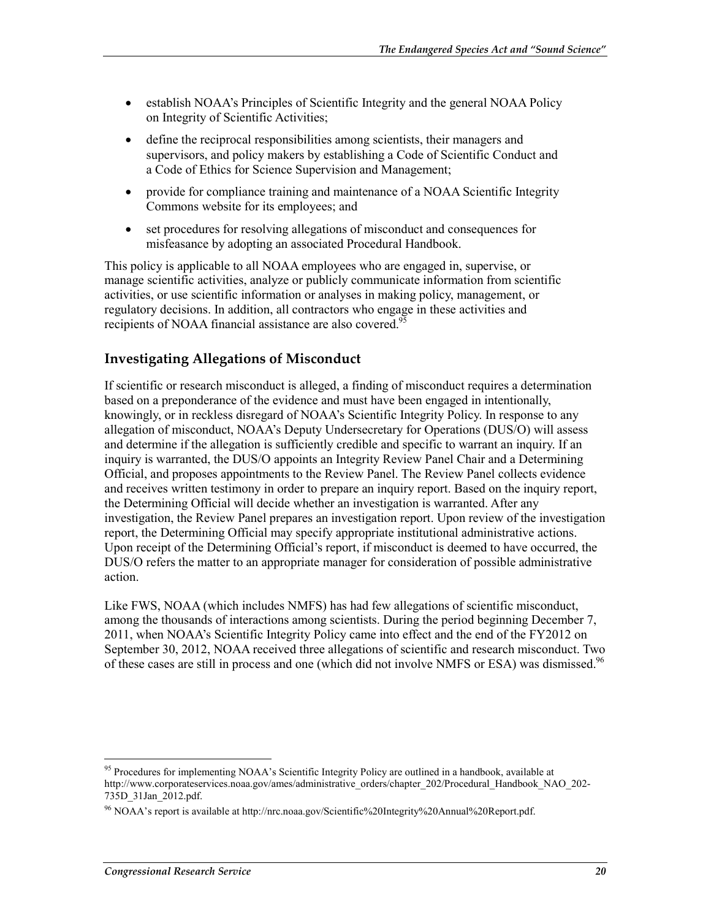- establish NOAA's Principles of Scientific Integrity and the general NOAA Policy on Integrity of Scientific Activities;
- define the reciprocal responsibilities among scientists, their managers and supervisors, and policy makers by establishing a Code of Scientific Conduct and a Code of Ethics for Science Supervision and Management;
- provide for compliance training and maintenance of a NOAA Scientific Integrity Commons website for its employees; and
- set procedures for resolving allegations of misconduct and consequences for misfeasance by adopting an associated Procedural Handbook.

This policy is applicable to all NOAA employees who are engaged in, supervise, or manage scientific activities, analyze or publicly communicate information from scientific activities, or use scientific information or analyses in making policy, management, or regulatory decisions. In addition, all contractors who engage in these activities and recipients of NOAA financial assistance are also covered.[95]

## Investigating Allegations of Misconduct

If scientific or research misconduct is alleged, a finding of misconduct requires a determination based on a preponderance of the evidence and must have been engaged in intentionally, knowingly, or in reckless disregard of NOAA's Scientific Integrity Policy. In response to any allegation of misconduct, NOAA's Deputy Undersecretary for Operations (DUS/O) will assess and determine if the allegation is sufficiently credible and specific to warrant an inquiry. If an inquiry is warranted, the DUS/O appoints an Integrity Review Panel Chair and a Determining Official, and proposes appointments to the Review Panel. The Review Panel collects evidence and receives written testimony in order to prepare an inquiry report. Based on the inquiry report, the Determining Official will decide whether an investigation is warranted. After any investigation, the Review Panel prepares an investigation report. Upon review of the investigation report, the Determining Official may specify appropriate institutional administrative actions. Upon receipt of the Determining Official's report, if misconduct is deemed to have occurred, the DUS/O refers the matter to an appropriate manager for consideration of possible administrative action.

Like FWS, NOAA (which includes NMFS) has had few allegations of scientific misconduct, among the thousands of interactions among scientists. During the period beginning December 7, 2011, when NOAA's Scientific Integrity Policy came into effect and the end of the FY2012 on September 30, 2012, NOAA received three allegations of scientific and research misconduct. Two of these cases are still in process and one (which did not involve NMFS or ESA) was dismissed.[96]

---

[95] Procedures for implementing NOAA's Scientific Integrity Policy are outlined in a handbook, available at http://www.corporateservices.noaa.gov/ames/administrative_orders/chapter_202/Procedural_Handbook_NAO_202-735D_31Jan_2012.pdf.

[96] NOAA's report is available at http://nrc.noaa.gov/Scientific%20Integrity%20Annual%20Report.pdf.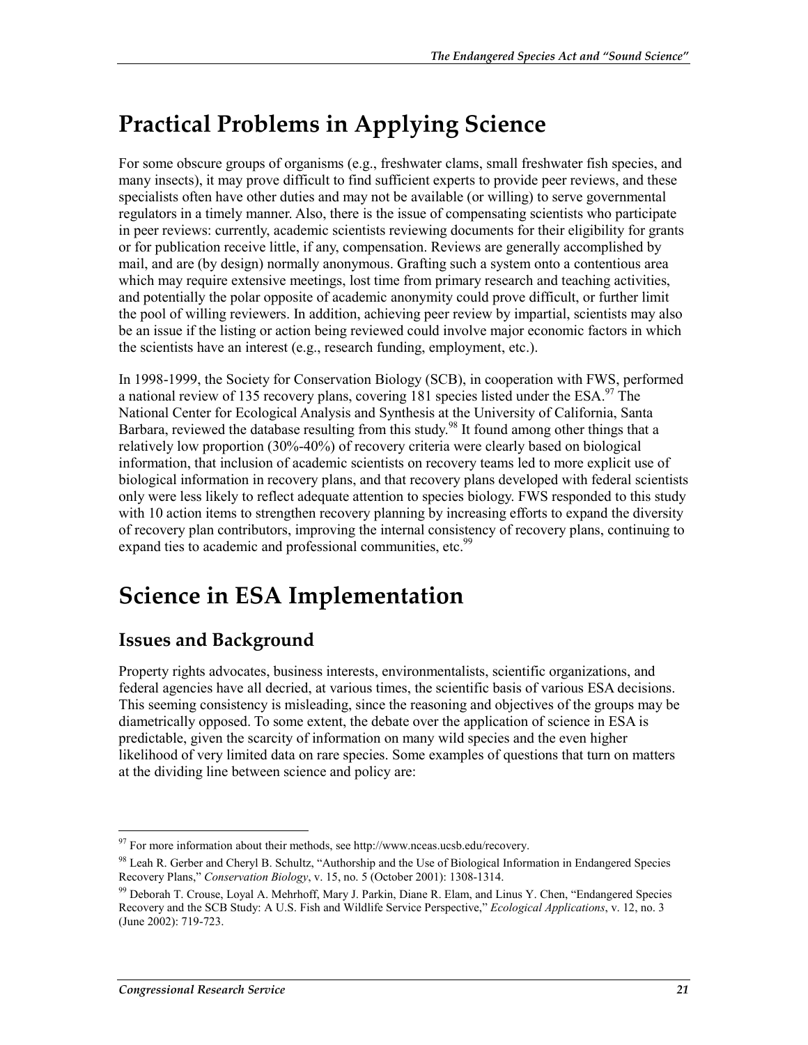# Practical Problems in Applying Science

For some obscure groups of organisms (e.g., freshwater clams, small freshwater fish species, and many insects), it may prove difficult to find sufficient experts to provide peer reviews, and these specialists often have other duties and may not be available (or willing) to serve governmental regulators in a timely manner. Also, there is the issue of compensating scientists who participate in peer reviews: currently, academic scientists reviewing documents for their eligibility for grants or for publication receive little, if any, compensation. Reviews are generally accomplished by mail, and are (by design) normally anonymous. Grafting such a system onto a contentious area which may require extensive meetings, lost time from primary research and teaching activities, and potentially the polar opposite of academic anonymity could prove difficult, or further limit the pool of willing reviewers. In addition, achieving peer review by impartial, scientists may also be an issue if the listing or action being reviewed could involve major economic factors in which the scientists have an interest (e.g., research funding, employment, etc.).

In 1998-1999, the Society for Conservation Biology (SCB), in cooperation with FWS, performed a national review of 135 recovery plans, covering 181 species listed under the ESA.[97] The National Center for Ecological Analysis and Synthesis at the University of California, Santa Barbara, reviewed the database resulting from this study.[98] It found among other things that a relatively low proportion (30%-40%) of recovery criteria were clearly based on biological information, that inclusion of academic scientists on recovery teams led to more explicit use of biological information in recovery plans, and that recovery plans developed with federal scientists only were less likely to reflect adequate attention to species biology. FWS responded to this study with 10 action items to strengthen recovery planning by increasing efforts to expand the diversity of recovery plan contributors, improving the internal consistency of recovery plans, continuing to expand ties to academic and professional communities, etc.[99]

# Science in ESA Implementation

## Issues and Background

Property rights advocates, business interests, environmentalists, scientific organizations, and federal agencies have all decried, at various times, the scientific basis of various ESA decisions. This seeming consistency is misleading, since the reasoning and objectives of the groups may be diametrically opposed. To some extent, the debate over the application of science in ESA is predictable, given the scarcity of information on many wild species and the even higher likelihood of very limited data on rare species. Some examples of questions that turn on matters at the dividing line between science and policy are:

---

[97] For more information about their methods, see http://www.nceas.ucsb.edu/recovery.

[98] Leah R. Gerber and Cheryl B. Schultz, "Authorship and the Use of Biological Information in Endangered Species Recovery Plans," *Conservation Biology*, v. 15, no. 5 (October 2001): 1308-1314.

[99] Deborah T. Crouse, Loyal A. Mehrhoff, Mary J. Parkin, Diane R. Elam, and Linus Y. Chen, "Endangered Species Recovery and the SCB Study: A U.S. Fish and Wildlife Service Perspective," *Ecological Applications*, v. 12, no. 3 (June 2002): 719-723.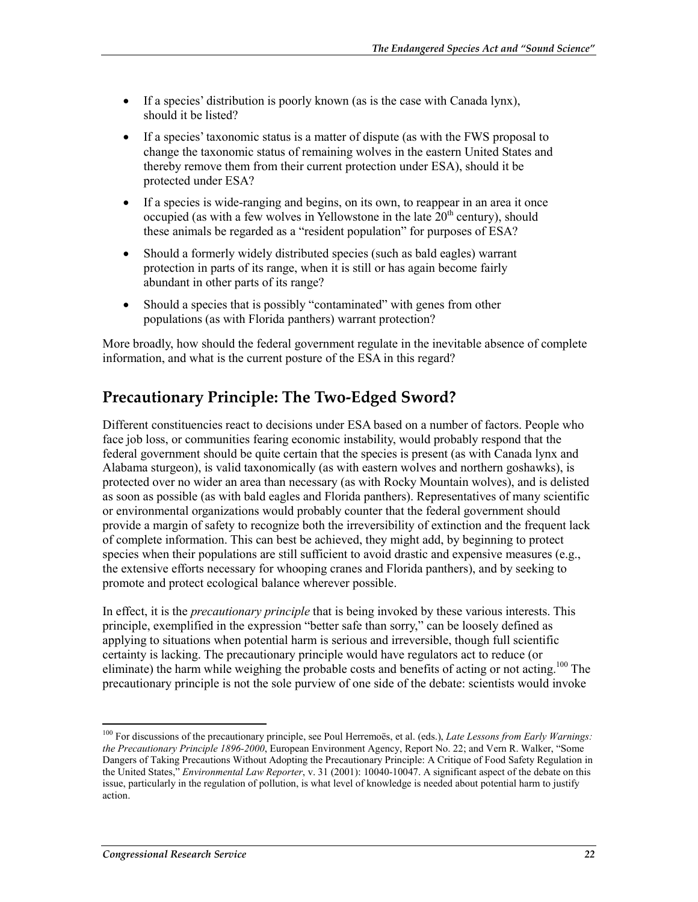- If a species' distribution is poorly known (as is the case with Canada lynx), should it be listed?
- If a species' taxonomic status is a matter of dispute (as with the FWS proposal to change the taxonomic status of remaining wolves in the eastern United States and thereby remove them from their current protection under ESA), should it be protected under ESA?
- If a species is wide-ranging and begins, on its own, to reappear in an area it once occupied (as with a few wolves in Yellowstone in the late 20th century), should these animals be regarded as a "resident population" for purposes of ESA?
- Should a formerly widely distributed species (such as bald eagles) warrant protection in parts of its range, when it is still or has again become fairly abundant in other parts of its range?
- Should a species that is possibly "contaminated" with genes from other populations (as with Florida panthers) warrant protection?

More broadly, how should the federal government regulate in the inevitable absence of complete information, and what is the current posture of the ESA in this regard?

## Precautionary Principle: The Two-Edged Sword?

Different constituencies react to decisions under ESA based on a number of factors. People who face job loss, or communities fearing economic instability, would probably respond that the federal government should be quite certain that the species is present (as with Canada lynx and Alabama sturgeon), is valid taxonomically (as with eastern wolves and northern goshawks), is protected over no wider an area than necessary (as with Rocky Mountain wolves), and is delisted as soon as possible (as with bald eagles and Florida panthers). Representatives of many scientific or environmental organizations would probably counter that the federal government should provide a margin of safety to recognize both the irreversibility of extinction and the frequent lack of complete information. This can best be achieved, they might add, by beginning to protect species when their populations are still sufficient to avoid drastic and expensive measures (e.g., the extensive efforts necessary for whooping cranes and Florida panthers), and by seeking to promote and protect ecological balance wherever possible.

In effect, it is the *precautionary principle* that is being invoked by these various interests. This principle, exemplified in the expression "better safe than sorry," can be loosely defined as applying to situations when potential harm is serious and irreversible, though full scientific certainty is lacking. The precautionary principle would have regulators act to reduce (or eliminate) the harm while weighing the probable costs and benefits of acting or not acting.[100] The precautionary principle is not the sole purview of one side of the debate: scientists would invoke

---

[100] For discussions of the precautionary principle, see Poul Herremoës, et al. (eds.), *Late Lessons from Early Warnings: the Precautionary Principle 1896-2000*, European Environment Agency, Report No. 22; and Vern R. Walker, "Some Dangers of Taking Precautions Without Adopting the Precautionary Principle: A Critique of Food Safety Regulation in the United States," *Environmental Law Reporter*, v. 31 (2001): 10040-10047. A significant aspect of the debate on this issue, particularly in the regulation of pollution, is what level of knowledge is needed about potential harm to justify action.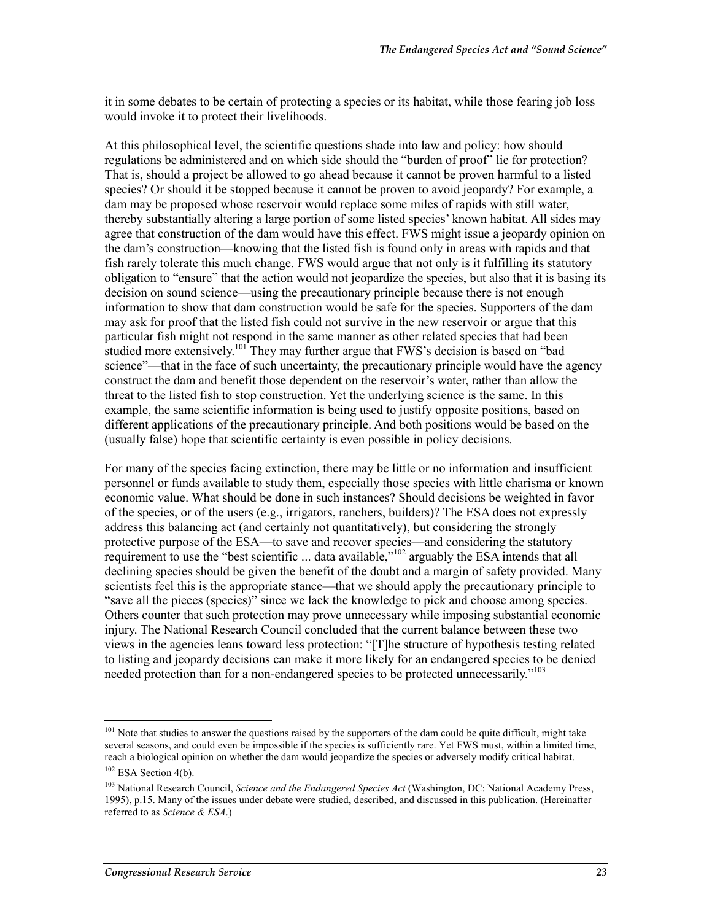it in some debates to be certain of protecting a species or its habitat, while those fearing job loss would invoke it to protect their livelihoods.

At this philosophical level, the scientific questions shade into law and policy: how should regulations be administered and on which side should the "burden of proof" lie for protection? That is, should a project be allowed to go ahead because it cannot be proven harmful to a listed species? Or should it be stopped because it cannot be proven to avoid jeopardy? For example, a dam may be proposed whose reservoir would replace some miles of rapids with still water, thereby substantially altering a large portion of some listed species' known habitat. All sides may agree that construction of the dam would have this effect. FWS might issue a jeopardy opinion on the dam's construction—knowing that the listed fish is found only in areas with rapids and that fish rarely tolerate this much change. FWS would argue that not only is it fulfilling its statutory obligation to "ensure" that the action would not jeopardize the species, but also that it is basing its decision on sound science—using the precautionary principle because there is not enough information to show that dam construction would be safe for the species. Supporters of the dam may ask for proof that the listed fish could not survive in the new reservoir or argue that this particular fish might not respond in the same manner as other related species that had been studied more extensively.[101] They may further argue that FWS's decision is based on "bad science"—that in the face of such uncertainty, the precautionary principle would have the agency construct the dam and benefit those dependent on the reservoir's water, rather than allow the threat to the listed fish to stop construction. Yet the underlying science is the same. In this example, the same scientific information is being used to justify opposite positions, based on different applications of the precautionary principle. And both positions would be based on the (usually false) hope that scientific certainty is even possible in policy decisions.

For many of the species facing extinction, there may be little or no information and insufficient personnel or funds available to study them, especially those species with little charisma or known economic value. What should be done in such instances? Should decisions be weighted in favor of the species, or of the users (e.g., irrigators, ranchers, builders)? The ESA does not expressly address this balancing act (and certainly not quantitatively), but considering the strongly protective purpose of the ESA—to save and recover species—and considering the statutory requirement to use the "best scientific ... data available,"[102] arguably the ESA intends that all declining species should be given the benefit of the doubt and a margin of safety provided. Many scientists feel this is the appropriate stance—that we should apply the precautionary principle to "save all the pieces (species)" since we lack the knowledge to pick and choose among species. Others counter that such protection may prove unnecessary while imposing substantial economic injury. The National Research Council concluded that the current balance between these two views in the agencies leans toward less protection: "[T]he structure of hypothesis testing related to listing and jeopardy decisions can make it more likely for an endangered species to be denied needed protection than for a non-endangered species to be protected unnecessarily."[103]

---

[101] Note that studies to answer the questions raised by the supporters of the dam could be quite difficult, might take several seasons, and could even be impossible if the species is sufficiently rare. Yet FWS must, within a limited time, reach a biological opinion on whether the dam would jeopardize the species or adversely modify critical habitat.

[102] ESA Section 4(b).

[103] National Research Council, *Science and the Endangered Species Act* (Washington, DC: National Academy Press, 1995), p.15. Many of the issues under debate were studied, described, and discussed in this publication. (Hereinafter referred to as *Science & ESA*.)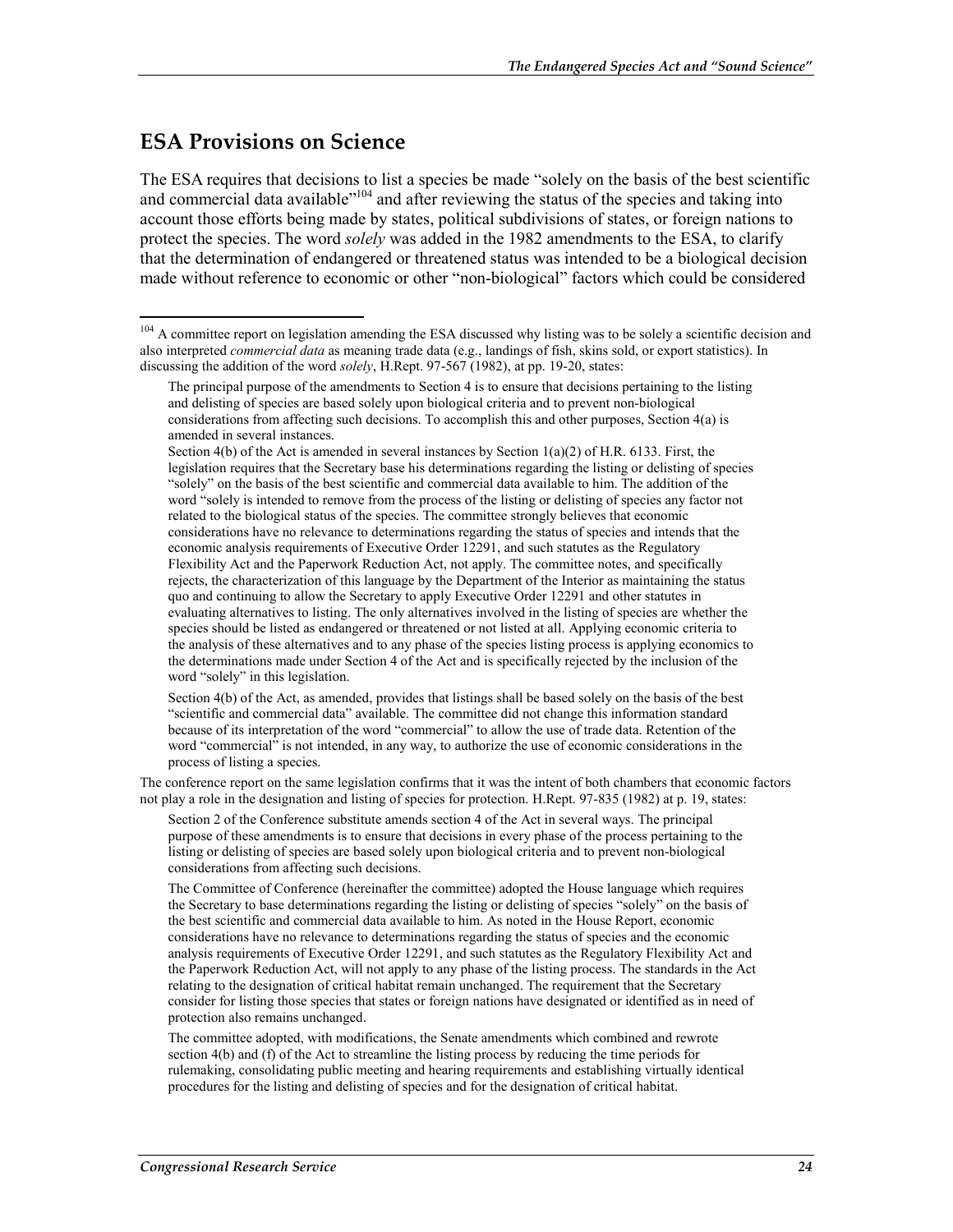## ESA Provisions on Science

The ESA requires that decisions to list a species be made "solely on the basis of the best scientific and commercial data available"[104] and after reviewing the status of the species and taking into account those efforts being made by states, political subdivisions of states, or foreign nations to protect the species. The word *solely* was added in the 1982 amendments to the ESA, to clarify that the determination of endangered or threatened status was intended to be a biological decision made without reference to economic or other "non-biological" factors which could be considered

---

[104] A committee report on legislation amending the ESA discussed why listing was to be solely a scientific decision and also interpreted *commercial data* as meaning trade data (e.g., landings of fish, skins sold, or export statistics). In discussing the addition of the word *solely*, H.Rept. 97-567 (1982), at pp. 19-20, states:

> The principal purpose of the amendments to Section 4 is to ensure that decisions pertaining to the listing and delisting of species are based solely upon biological criteria and to prevent non-biological considerations from affecting such decisions. To accomplish this and other purposes, Section 4(a) is amended in several instances.
>
> Section 4(b) of the Act is amended in several instances by Section 1(a)(2) of H.R. 6133. First, the legislation requires that the Secretary base his determinations regarding the listing or delisting of species "solely" on the basis of the best scientific and commercial data available to him. The addition of the word "solely is intended to remove from the process of the listing or delisting of species any factor not related to the biological status of the species. The committee strongly believes that economic considerations have no relevance to determinations regarding the status of species and intends that the economic analysis requirements of Executive Order 12291, and such statutes as the Regulatory Flexibility Act and the Paperwork Reduction Act, not apply. The committee notes, and specifically rejects, the characterization of this language by the Department of the Interior as maintaining the status quo and continuing to allow the Secretary to apply Executive Order 12291 and other statutes in evaluating alternatives to listing. The only alternatives involved in the listing of species are whether the species should be listed as endangered or threatened or not listed at all. Applying economic criteria to the analysis of these alternatives and to any phase of the species listing process is applying economics to the determinations made under Section 4 of the Act and is specifically rejected by the inclusion of the word "solely" in this legislation.
>
> Section 4(b) of the Act, as amended, provides that listings shall be based solely on the basis of the best "scientific and commercial data" available. The committee did not change this information standard because of its interpretation of the word "commercial" to allow the use of trade data. Retention of the word "commercial" is not intended, in any way, to authorize the use of economic considerations in the process of listing a species.

The conference report on the same legislation confirms that it was the intent of both chambers that economic factors not play a role in the designation and listing of species for protection. H.Rept. 97-835 (1982) at p. 19, states:

> Section 2 of the Conference substitute amends section 4 of the Act in several ways. The principal purpose of these amendments is to ensure that decisions in every phase of the process pertaining to the listing or delisting of species are based solely upon biological criteria and to prevent non-biological considerations from affecting such decisions.
>
> The Committee of Conference (hereinafter the committee) adopted the House language which requires the Secretary to base determinations regarding the listing or delisting of species "solely" on the basis of the best scientific and commercial data available to him. As noted in the House Report, economic considerations have no relevance to determinations regarding the status of species and the economic analysis requirements of Executive Order 12291, and such statutes as the Regulatory Flexibility Act and the Paperwork Reduction Act, will not apply to any phase of the listing process. The standards in the Act relating to the designation of critical habitat remain unchanged. The requirement that the Secretary consider for listing those species that states or foreign nations have designated or identified as in need of protection also remains unchanged.
>
> The committee adopted, with modifications, the Senate amendments which combined and rewrote section 4(b) and (f) of the Act to streamline the listing process by reducing the time periods for rulemaking, consolidating public meeting and hearing requirements and establishing virtually identical procedures for the listing and delisting of species and for the designation of critical habitat.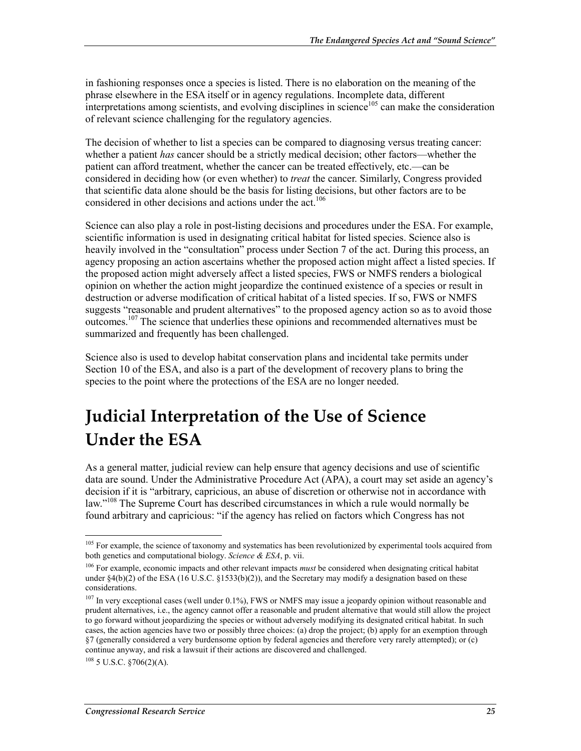in fashioning responses once a species is listed. There is no elaboration on the meaning of the phrase elsewhere in the ESA itself or in agency regulations. Incomplete data, different interpretations among scientists, and evolving disciplines in science[105] can make the consideration of relevant science challenging for the regulatory agencies.

The decision of whether to list a species can be compared to diagnosing versus treating cancer: whether a patient *has* cancer should be a strictly medical decision; other factors—whether the patient can afford treatment, whether the cancer can be treated effectively, etc.—can be considered in deciding how (or even whether) to *treat* the cancer. Similarly, Congress provided that scientific data alone should be the basis for listing decisions, but other factors are to be considered in other decisions and actions under the act.[106]

Science can also play a role in post-listing decisions and procedures under the ESA. For example, scientific information is used in designating critical habitat for listed species. Science also is heavily involved in the "consultation" process under Section 7 of the act. During this process, an agency proposing an action ascertains whether the proposed action might affect a listed species. If the proposed action might adversely affect a listed species, FWS or NMFS renders a biological opinion on whether the action might jeopardize the continued existence of a species or result in destruction or adverse modification of critical habitat of a listed species. If so, FWS or NMFS suggests "reasonable and prudent alternatives" to the proposed agency action so as to avoid those outcomes.[107] The science that underlies these opinions and recommended alternatives must be summarized and frequently has been challenged.

Science also is used to develop habitat conservation plans and incidental take permits under Section 10 of the ESA, and also is a part of the development of recovery plans to bring the species to the point where the protections of the ESA are no longer needed.

# Judicial Interpretation of the Use of Science Under the ESA

As a general matter, judicial review can help ensure that agency decisions and use of scientific data are sound. Under the Administrative Procedure Act (APA), a court may set aside an agency's decision if it is "arbitrary, capricious, an abuse of discretion or otherwise not in accordance with law."[108] The Supreme Court has described circumstances in which a rule would normally be found arbitrary and capricious: "if the agency has relied on factors which Congress has not

---

[105] For example, the science of taxonomy and systematics has been revolutionized by experimental tools acquired from both genetics and computational biology. *Science & ESA*, p. vii.

[106] For example, economic impacts and other relevant impacts *must* be considered when designating critical habitat under §4(b)(2) of the ESA (16 U.S.C. §1533(b)(2)), and the Secretary may modify a designation based on these considerations.

[107] In very exceptional cases (well under 0.1%), FWS or NMFS may issue a jeopardy opinion without reasonable and prudent alternatives, i.e., the agency cannot offer a reasonable and prudent alternative that would still allow the project to go forward without jeopardizing the species or without adversely modifying its designated critical habitat. In such cases, the action agencies have two or possibly three choices: (a) drop the project; (b) apply for an exemption through §7 (generally considered a very burdensome option by federal agencies and therefore very rarely attempted); or (c) continue anyway, and risk a lawsuit if their actions are discovered and challenged.

[108] 5 U.S.C. §706(2)(A).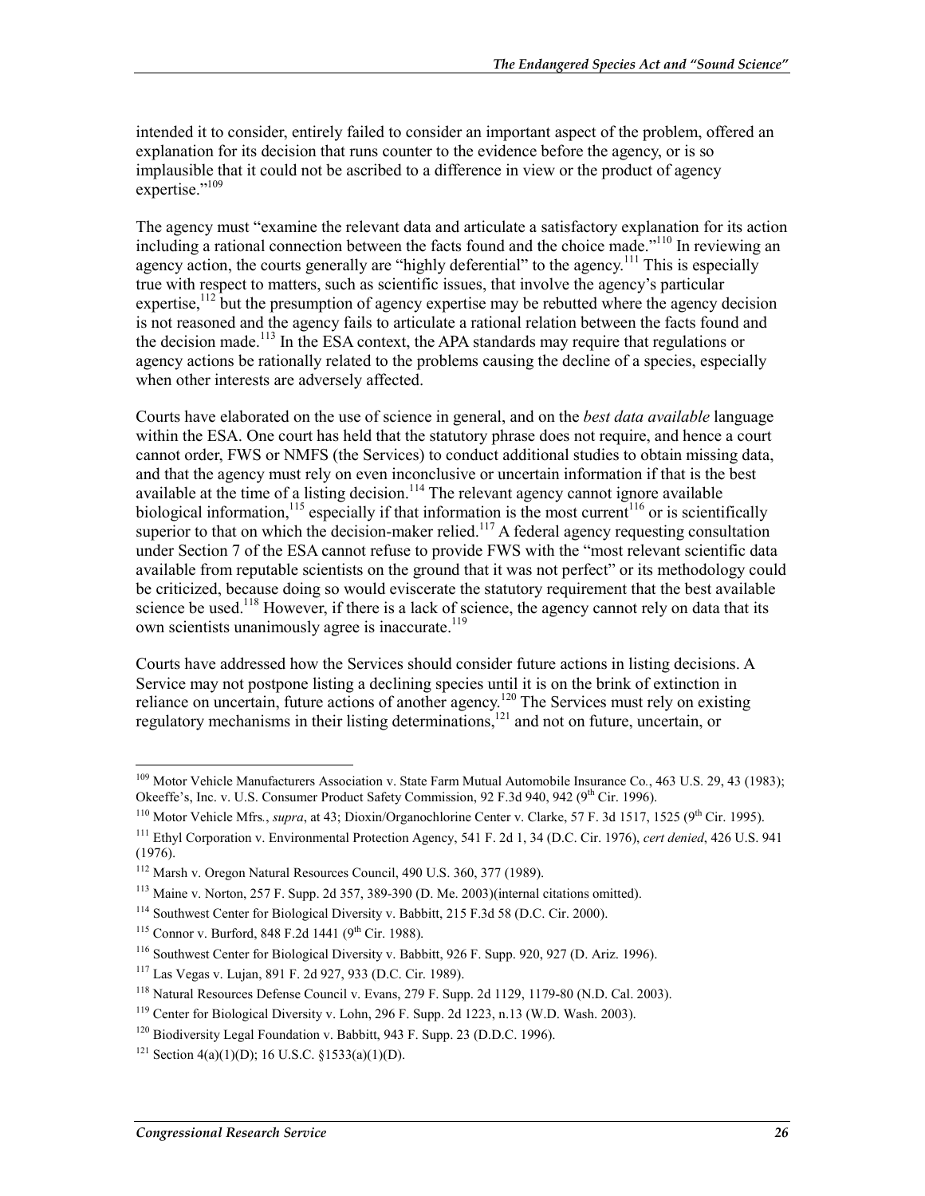intended it to consider, entirely failed to consider an important aspect of the problem, offered an explanation for its decision that runs counter to the evidence before the agency, or is so implausible that it could not be ascribed to a difference in view or the product of agency expertise."[109]

The agency must "examine the relevant data and articulate a satisfactory explanation for its action including a rational connection between the facts found and the choice made."[110] In reviewing an agency action, the courts generally are "highly deferential" to the agency.[111] This is especially true with respect to matters, such as scientific issues, that involve the agency's particular expertise,[112] but the presumption of agency expertise may be rebutted where the agency decision is not reasoned and the agency fails to articulate a rational relation between the facts found and the decision made.[113] In the ESA context, the APA standards may require that regulations or agency actions be rationally related to the problems causing the decline of a species, especially when other interests are adversely affected.

Courts have elaborated on the use of science in general, and on the *best data available* language within the ESA. One court has held that the statutory phrase does not require, and hence a court cannot order, FWS or NMFS (the Services) to conduct additional studies to obtain missing data, and that the agency must rely on even inconclusive or uncertain information if that is the best available at the time of a listing decision.[114] The relevant agency cannot ignore available biological information,[115] especially if that information is the most current[116] or is scientifically superior to that on which the decision-maker relied.[117] A federal agency requesting consultation under Section 7 of the ESA cannot refuse to provide FWS with the "most relevant scientific data available from reputable scientists on the ground that it was not perfect" or its methodology could be criticized, because doing so would eviscerate the statutory requirement that the best available science be used.[118] However, if there is a lack of science, the agency cannot rely on data that its own scientists unanimously agree is inaccurate.[119]

Courts have addressed how the Services should consider future actions in listing decisions. A Service may not postpone listing a declining species until it is on the brink of extinction in reliance on uncertain, future actions of another agency.[120] The Services must rely on existing regulatory mechanisms in their listing determinations,[121] and not on future, uncertain, or

---

[109] Motor Vehicle Manufacturers Association v. State Farm Mutual Automobile Insurance Co*.*, 463 U.S. 29, 43 (1983); Okeeffe's, Inc. v. U.S. Consumer Product Safety Commission, 92 F.3d 940, 942 (9th Cir. 1996).

[110] Motor Vehicle Mfrs*.*, *supra*, at 43; Dioxin/Organochlorine Center v. Clarke, 57 F. 3d 1517, 1525 (9th Cir. 1995).

[111] Ethyl Corporation v. Environmental Protection Agency, 541 F. 2d 1, 34 (D.C. Cir. 1976), *cert denied*, 426 U.S. 941 (1976).

[112] Marsh v. Oregon Natural Resources Council, 490 U.S. 360, 377 (1989).

[113] Maine v. Norton, 257 F. Supp. 2d 357, 389-390 (D. Me. 2003)(internal citations omitted).

[114] Southwest Center for Biological Diversity v. Babbitt, 215 F.3d 58 (D.C. Cir. 2000).

[115] Connor v. Burford, 848 F.2d 1441 (9th Cir. 1988).

[116] Southwest Center for Biological Diversity v. Babbitt, 926 F. Supp. 920, 927 (D. Ariz. 1996).

[117] Las Vegas v. Lujan, 891 F. 2d 927, 933 (D.C. Cir. 1989).

[118] Natural Resources Defense Council v. Evans, 279 F. Supp. 2d 1129, 1179-80 (N.D. Cal. 2003).

[119] Center for Biological Diversity v. Lohn, 296 F. Supp. 2d 1223, n.13 (W.D. Wash. 2003).

[120] Biodiversity Legal Foundation v. Babbitt, 943 F. Supp. 23 (D.D.C. 1996).

[121] Section 4(a)(1)(D); 16 U.S.C. §1533(a)(1)(D).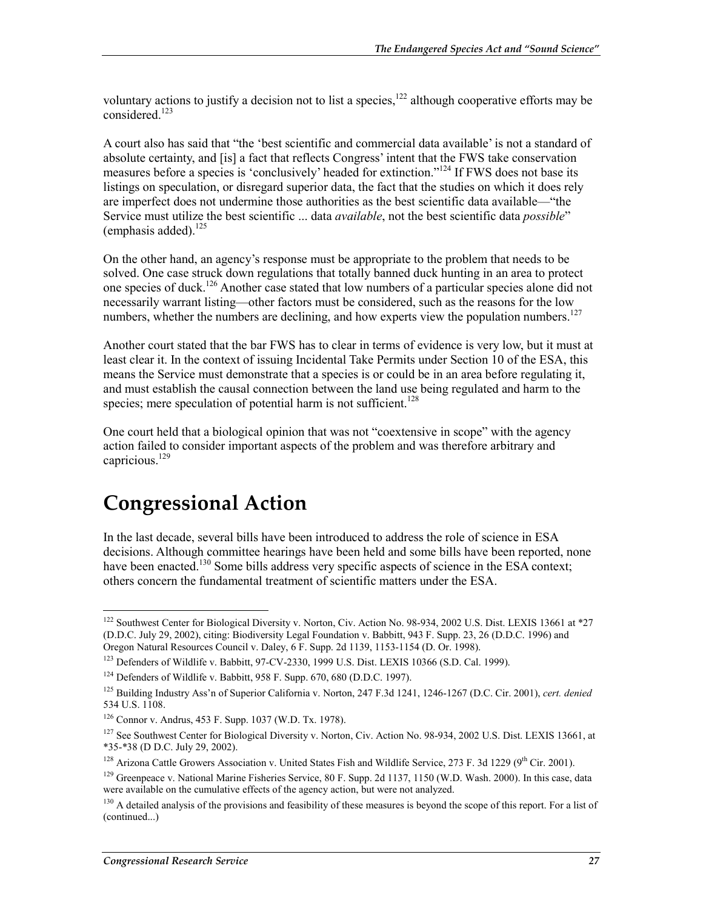voluntary actions to justify a decision not to list a species,[122] although cooperative efforts may be considered.[123]

A court also has said that "the 'best scientific and commercial data available' is not a standard of absolute certainty, and [is] a fact that reflects Congress' intent that the FWS take conservation measures before a species is 'conclusively' headed for extinction."[124] If FWS does not base its listings on speculation, or disregard superior data, the fact that the studies on which it does rely are imperfect does not undermine those authorities as the best scientific data available—"the Service must utilize the best scientific ... data *available*, not the best scientific data *possible*" (emphasis added).[125]

On the other hand, an agency's response must be appropriate to the problem that needs to be solved. One case struck down regulations that totally banned duck hunting in an area to protect one species of duck.[126] Another case stated that low numbers of a particular species alone did not necessarily warrant listing—other factors must be considered, such as the reasons for the low numbers, whether the numbers are declining, and how experts view the population numbers.[127]

Another court stated that the bar FWS has to clear in terms of evidence is very low, but it must at least clear it. In the context of issuing Incidental Take Permits under Section 10 of the ESA, this means the Service must demonstrate that a species is or could be in an area before regulating it, and must establish the causal connection between the land use being regulated and harm to the species; mere speculation of potential harm is not sufficient.[128]

One court held that a biological opinion that was not "coextensive in scope" with the agency action failed to consider important aspects of the problem and was therefore arbitrary and capricious.[129]

# Congressional Action

In the last decade, several bills have been introduced to address the role of science in ESA decisions. Although committee hearings have been held and some bills have been reported, none have been enacted.[130] Some bills address very specific aspects of science in the ESA context; others concern the fundamental treatment of scientific matters under the ESA.

---

[122] Southwest Center for Biological Diversity v. Norton, Civ. Action No. 98-934, 2002 U.S. Dist. LEXIS 13661 at *27 (D.D.C. July 29, 2002), citing: Biodiversity Legal Foundation v. Babbitt, 943 F. Supp. 23, 26 (D.D.C. 1996) and Oregon Natural Resources Council v. Daley, 6 F. Supp. 2d 1139, 1153-1154 (D. Or. 1998).

[123] Defenders of Wildlife v. Babbitt, 97-CV-2330, 1999 U.S. Dist. LEXIS 10366 (S.D. Cal. 1999).

[124] Defenders of Wildlife v. Babbitt, 958 F. Supp. 670, 680 (D.D.C. 1997).

[125] Building Industry Ass'n of Superior California v. Norton, 247 F.3d 1241, 1246-1267 (D.C. Cir. 2001), *cert. denied* 534 U.S. 1108.

[126] Connor v. Andrus, 453 F. Supp. 1037 (W.D. Tx. 1978).

[127] See Southwest Center for Biological Diversity v. Norton, Civ. Action No. 98-934, 2002 U.S. Dist. LEXIS 13661, at *35-*38 (D D.C. July 29, 2002).

[128] Arizona Cattle Growers Association v. United States Fish and Wildlife Service, 273 F. 3d 1229 (9th Cir. 2001).

[129] Greenpeace v. National Marine Fisheries Service, 80 F. Supp. 2d 1137, 1150 (W.D. Wash. 2000). In this case, data were available on the cumulative effects of the agency action, but were not analyzed.

[130] A detailed analysis of the provisions and feasibility of these measures is beyond the scope of this report. For a list of (continued...)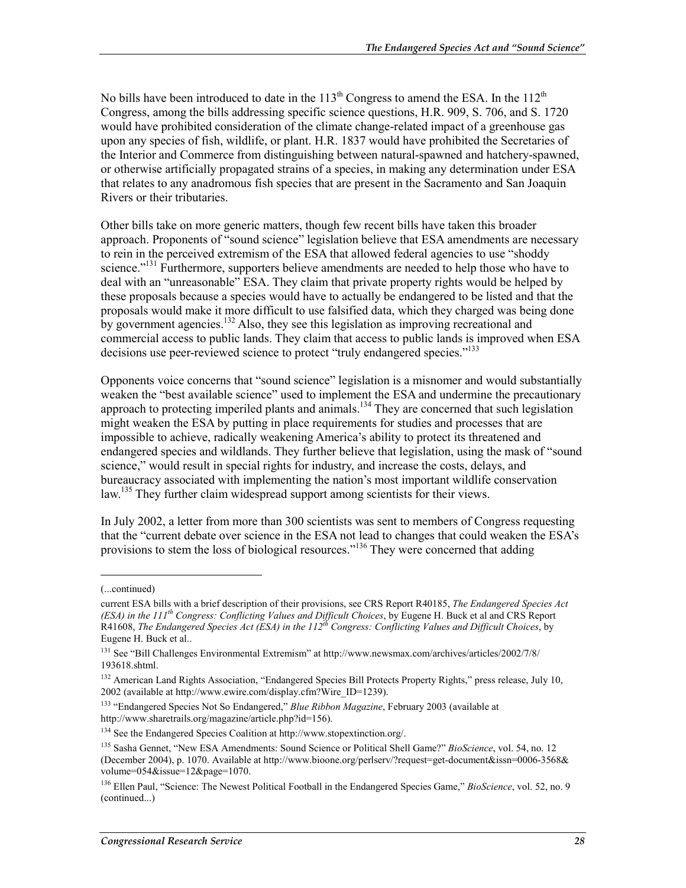No bills have been introduced to date in the 113th Congress to amend the ESA. In the 112th Congress, among the bills addressing specific science questions, H.R. 909, S. 706, and S. 1720 would have prohibited consideration of the climate change-related impact of a greenhouse gas upon any species of fish, wildlife, or plant. H.R. 1837 would have prohibited the Secretaries of the Interior and Commerce from distinguishing between natural-spawned and hatchery-spawned, or otherwise artificially propagated strains of a species, in making any determination under ESA that relates to any anadromous fish species that are present in the Sacramento and San Joaquin Rivers or their tributaries.

Other bills take on more generic matters, though few recent bills have taken this broader approach. Proponents of "sound science" legislation believe that ESA amendments are necessary to rein in the perceived extremism of the ESA that allowed federal agencies to use "shoddy science."[131] Furthermore, supporters believe amendments are needed to help those who have to deal with an "unreasonable" ESA. They claim that private property rights would be helped by these proposals because a species would have to actually be endangered to be listed and that the proposals would make it more difficult to use falsified data, which they charged was being done by government agencies.[132] Also, they see this legislation as improving recreational and commercial access to public lands. They claim that access to public lands is improved when ESA decisions use peer-reviewed science to protect "truly endangered species."[133]

Opponents voice concerns that "sound science" legislation is a misnomer and would substantially weaken the "best available science" used to implement the ESA and undermine the precautionary approach to protecting imperiled plants and animals.[134] They are concerned that such legislation might weaken the ESA by putting in place requirements for studies and processes that are impossible to achieve, radically weakening America's ability to protect its threatened and endangered species and wildlands. They further believe that legislation, using the mask of "sound science," would result in special rights for industry, and increase the costs, delays, and bureaucracy associated with implementing the nation's most important wildlife conservation law.[135] They further claim widespread support among scientists for their views.

In July 2002, a letter from more than 300 scientists was sent to members of Congress requesting that the "current debate over science in the ESA not lead to changes that could weaken the ESA's provisions to stem the loss of biological resources."[136] They were concerned that adding

---

(...continued)

current ESA bills with a brief description of their provisions, see CRS Report R40185, *The Endangered Species Act (ESA) in the 111th Congress: Conflicting Values and Difficult Choices*, by Eugene H. Buck et al and CRS Report R41608, *The Endangered Species Act (ESA) in the 112th Congress: Conflicting Values and Difficult Choices*, by Eugene H. Buck et al..

[131] See "Bill Challenges Environmental Extremism" at http://www.newsmax.com/archives/articles/2002/7/8/193618.shtml.

[132] American Land Rights Association, "Endangered Species Bill Protects Property Rights," press release, July 10, 2002 (available at http://www.ewire.com/display.cfm?Wire_ID=1239).

[133] "Endangered Species Not So Endangered," *Blue Ribbon Magazine*, February 2003 (available at http://www.sharetrails.org/magazine/article.php?id=156).

[134] See the Endangered Species Coalition at http://www.stopextinction.org/.

[135] Sasha Gennet, "New ESA Amendments: Sound Science or Political Shell Game?" *BioScience*, vol. 54, no. 12 (December 2004), p. 1070. Available at http://www.bioone.org/perlserv/?request=get-document&issn=0006-3568&volume=054&issue=12&page=1070.

[136] Ellen Paul, "Science: The Newest Political Football in the Endangered Species Game," *BioScience*, vol. 52, no. 9 (continued...)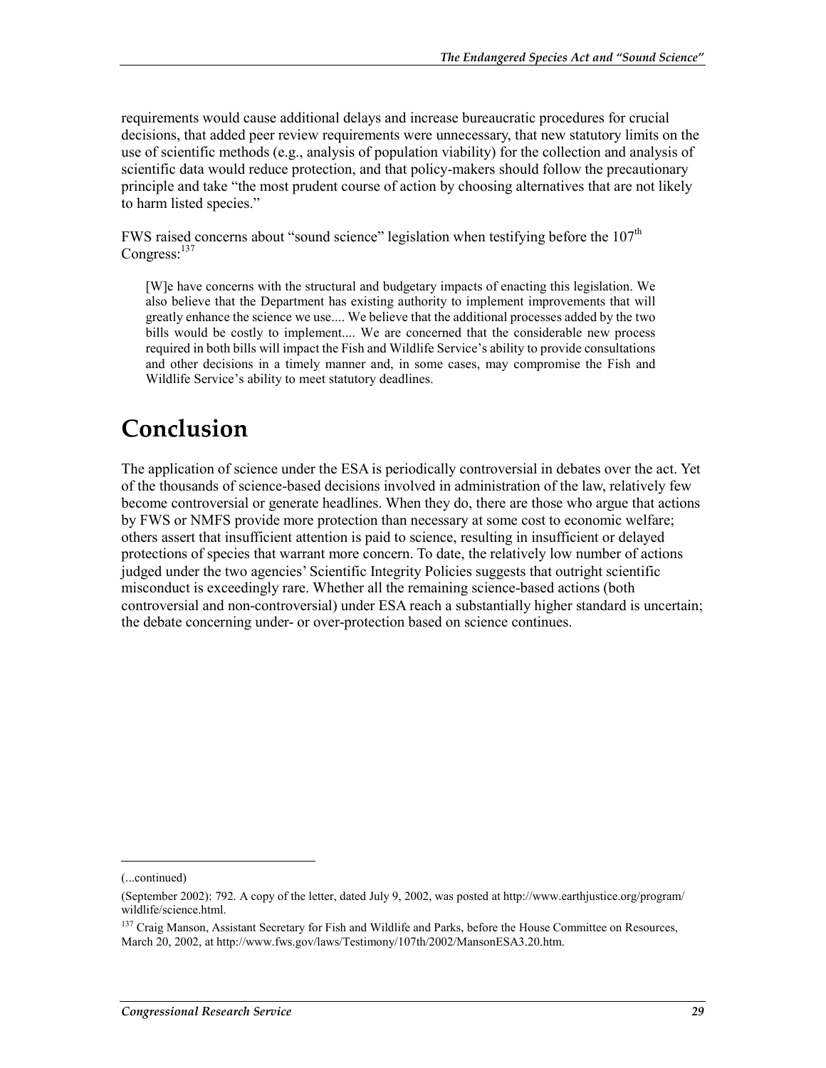requirements would cause additional delays and increase bureaucratic procedures for crucial decisions, that added peer review requirements were unnecessary, that new statutory limits on the use of scientific methods (e.g., analysis of population viability) for the collection and analysis of scientific data would reduce protection, and that policy-makers should follow the precautionary principle and take "the most prudent course of action by choosing alternatives that are not likely to harm listed species."

FWS raised concerns about "sound science" legislation when testifying before the 107th Congress:[137]

> [W]e have concerns with the structural and budgetary impacts of enacting this legislation. We also believe that the Department has existing authority to implement improvements that will greatly enhance the science we use.... We believe that the additional processes added by the two bills would be costly to implement.... We are concerned that the considerable new process required in both bills will impact the Fish and Wildlife Service's ability to provide consultations and other decisions in a timely manner and, in some cases, may compromise the Fish and Wildlife Service's ability to meet statutory deadlines.

# Conclusion

The application of science under the ESA is periodically controversial in debates over the act. Yet of the thousands of science-based decisions involved in administration of the law, relatively few become controversial or generate headlines. When they do, there are those who argue that actions by FWS or NMFS provide more protection than necessary at some cost to economic welfare; others assert that insufficient attention is paid to science, resulting in insufficient or delayed protections of species that warrant more concern. To date, the relatively low number of actions judged under the two agencies' Scientific Integrity Policies suggests that outright scientific misconduct is exceedingly rare. Whether all the remaining science-based actions (both controversial and non-controversial) under ESA reach a substantially higher standard is uncertain; the debate concerning under- or over-protection based on science continues.

---

(...continued)

(September 2002): 792. A copy of the letter, dated July 9, 2002, was posted at http://www.earthjustice.org/program/wildlife/science.html.

[137] Craig Manson, Assistant Secretary for Fish and Wildlife and Parks, before the House Committee on Resources, March 20, 2002, at http://www.fws.gov/laws/Testimony/107th/2002/MansonESA3.20.htm.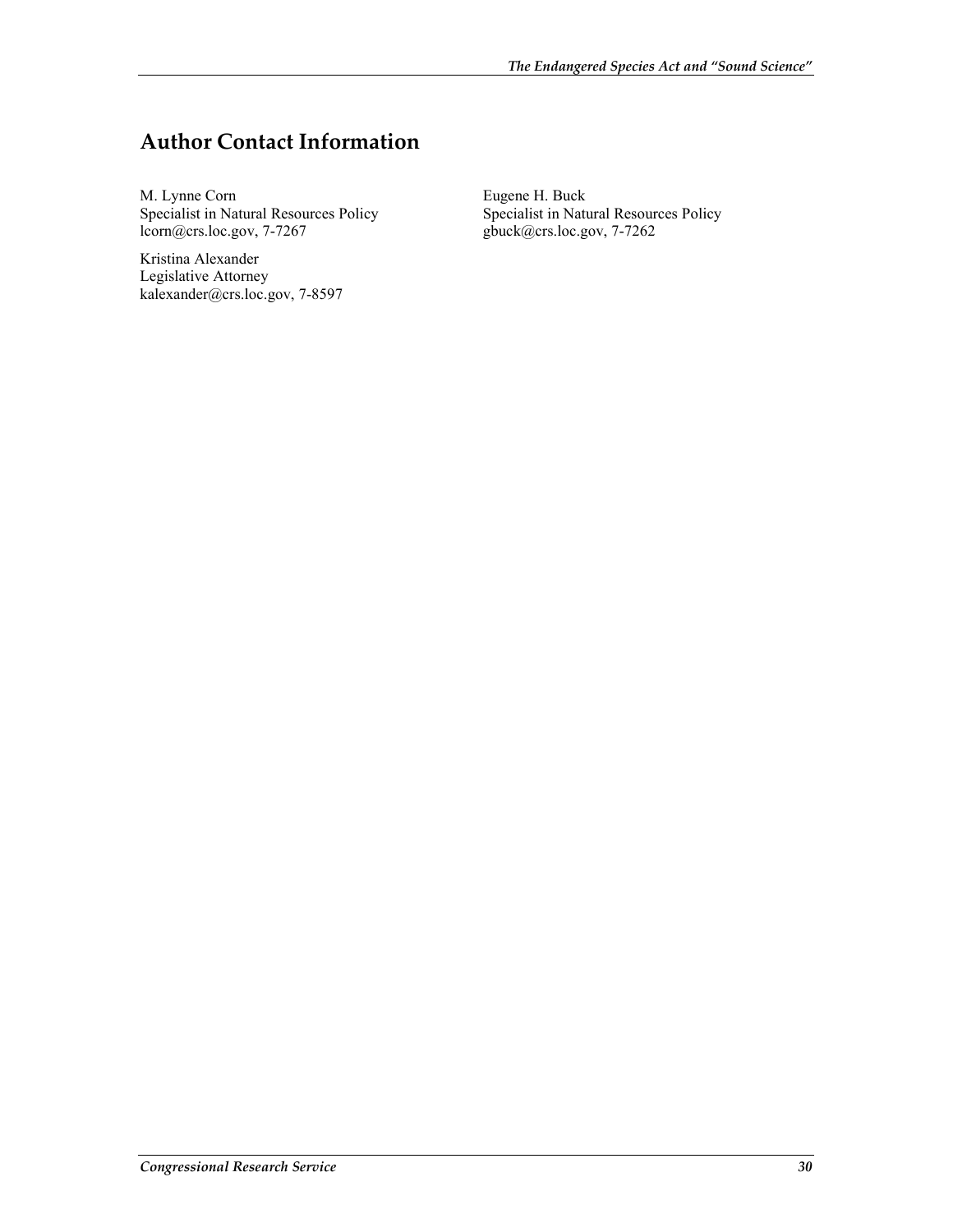## Author Contact Information

M. Lynne Corn
Specialist in Natural Resources Policy
lcorn@crs.loc.gov, 7-7267

Kristina Alexander
Legislative Attorney
kalexander@crs.loc.gov, 7-8597

Eugene H. Buck
Specialist in Natural Resources Policy
gbuck@crs.loc.gov, 7-7262